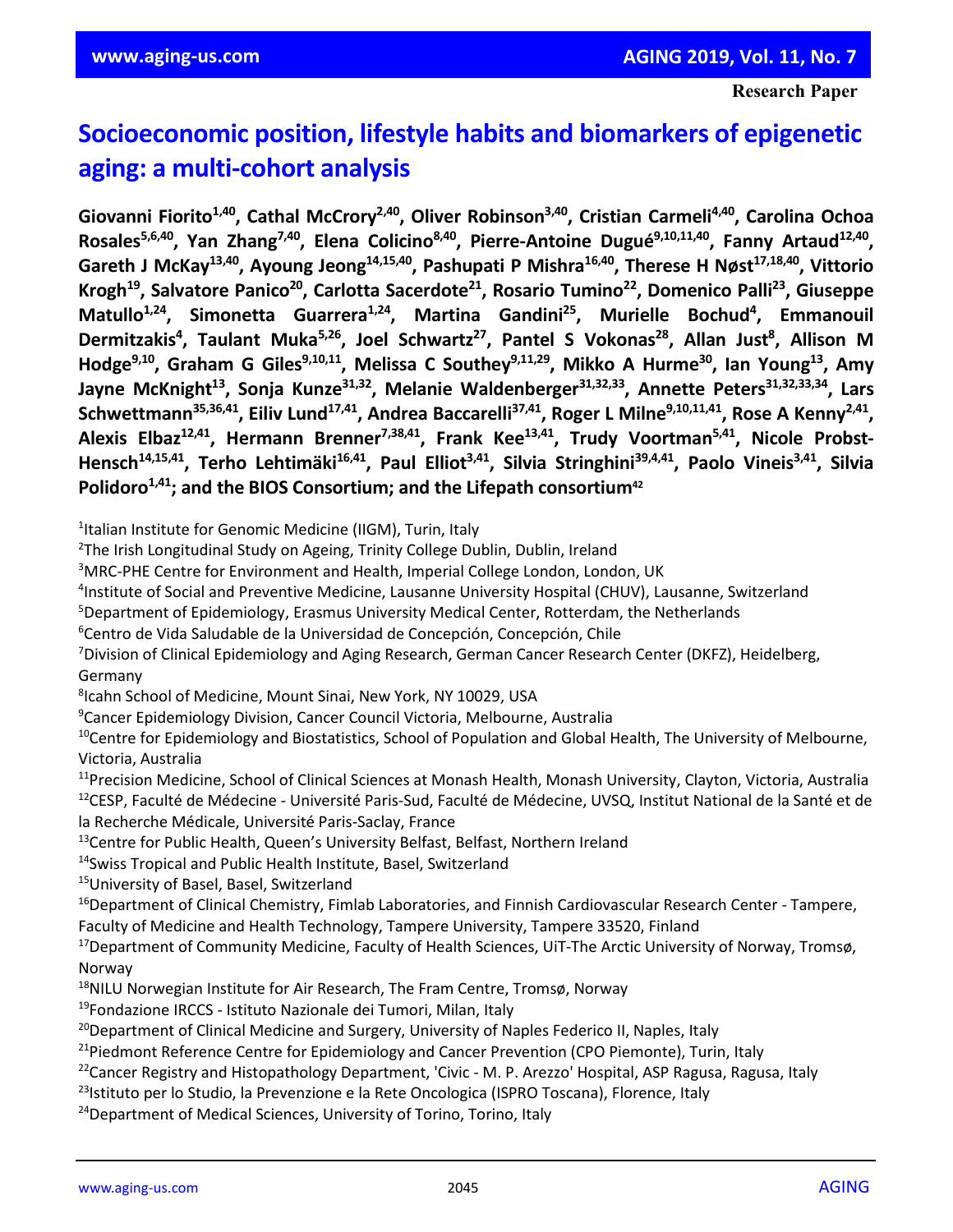**Research Paper**

# Socioeconomic position, lifestyle habits and biomarkers of epigenetic aging: a multi-cohort analysis

**Giovanni Fiorito[1,40], Cathal McCrory[2,40], Oliver Robinson[3,40], Cristian Carmeli[4,40], Carolina Ochoa Rosales[5,6,40], Yan Zhang[7,40], Elena Colicino[8,40], Pierre-Antoine Dugué[9,10,11,40], Fanny Artaud[12,40], Gareth J McKay[13,40], Ayoung Jeong[14,15,40], Pashupati P Mishra[16,40], Therese H Nøst[17,18,40], Vittorio Krogh[19], Salvatore Panico[20], Carlotta Sacerdote[21], Rosario Tumino[22], Domenico Palli[23], Giuseppe Matullo[1,24], Simonetta Guarrera[1,24], Martina Gandini[25], Murielle Bochud[4], Emmanouil Dermitzakis[4], Taulant Muka[5,26], Joel Schwartz[27], Pantel S Vokonas[28], Allan Just[8], Allison M Hodge[9,10], Graham G Giles[9,10,11], Melissa C Southey[9,11,29], Mikko A Hurme[30], Ian Young[13], Amy Jayne McKnight[13], Sonja Kunze[31,32], Melanie Waldenberger[31,32,33], Annette Peters[31,32,33,34], Lars Schwettmann[35,36,41], Eiliv Lund[17,41], Andrea Baccarelli[37,41], Roger L Milne[9,10,11,41], Rose A Kenny[2,41], Alexis Elbaz[12,41], Hermann Brenner[7,38,41], Frank Kee[13,41], Trudy Voortman[5,41], Nicole Probst-Hensch[14,15,41], Terho Lehtimäki[16,41], Paul Elliot[3,41], Silvia Stringhini[39,4,41], Paolo Vineis[3,41], Silvia Polidoro[1,41]; and the BIOS Consortium; and the Lifepath consortium[42]**

[1]Italian Institute for Genomic Medicine (IIGM), Turin, Italy
[2]The Irish Longitudinal Study on Ageing, Trinity College Dublin, Dublin, Ireland
[3]MRC-PHE Centre for Environment and Health, Imperial College London, London, UK
[4]Institute of Social and Preventive Medicine, Lausanne University Hospital (CHUV), Lausanne, Switzerland
[5]Department of Epidemiology, Erasmus University Medical Center, Rotterdam, the Netherlands
[6]Centro de Vida Saludable de la Universidad de Concepción, Concepción, Chile
[7]Division of Clinical Epidemiology and Aging Research, German Cancer Research Center (DKFZ), Heidelberg, Germany
[8]Icahn School of Medicine, Mount Sinai, New York, NY 10029, USA
[9]Cancer Epidemiology Division, Cancer Council Victoria, Melbourne, Australia
[10]Centre for Epidemiology and Biostatistics, School of Population and Global Health, The University of Melbourne, Victoria, Australia
[11]Precision Medicine, School of Clinical Sciences at Monash Health, Monash University, Clayton, Victoria, Australia
[12]CESP, Faculté de Médecine - Université Paris-Sud, Faculté de Médecine, UVSQ, Institut National de la Santé et de la Recherche Médicale, Université Paris-Saclay, France
[13]Centre for Public Health, Queen's University Belfast, Belfast, Northern Ireland
[14]Swiss Tropical and Public Health Institute, Basel, Switzerland
[15]University of Basel, Basel, Switzerland
[16]Department of Clinical Chemistry, Fimlab Laboratories, and Finnish Cardiovascular Research Center - Tampere, Faculty of Medicine and Health Technology, Tampere University, Tampere 33520, Finland
[17]Department of Community Medicine, Faculty of Health Sciences, UiT-The Arctic University of Norway, Tromsø, Norway
[18]NILU Norwegian Institute for Air Research, The Fram Centre, Tromsø, Norway
[19]Fondazione IRCCS - Istituto Nazionale dei Tumori, Milan, Italy
[20]Department of Clinical Medicine and Surgery, University of Naples Federico II, Naples, Italy
[21]Piedmont Reference Centre for Epidemiology and Cancer Prevention (CPO Piemonte), Turin, Italy
[22]Cancer Registry and Histopathology Department, 'Civic - M. P. Arezzo' Hospital, ASP Ragusa, Ragusa, Italy
[23]Istituto per lo Studio, la Prevenzione e la Rete Oncologica (ISPRO Toscana), Florence, Italy
[24]Department of Medical Sciences, University of Torino, Torino, Italy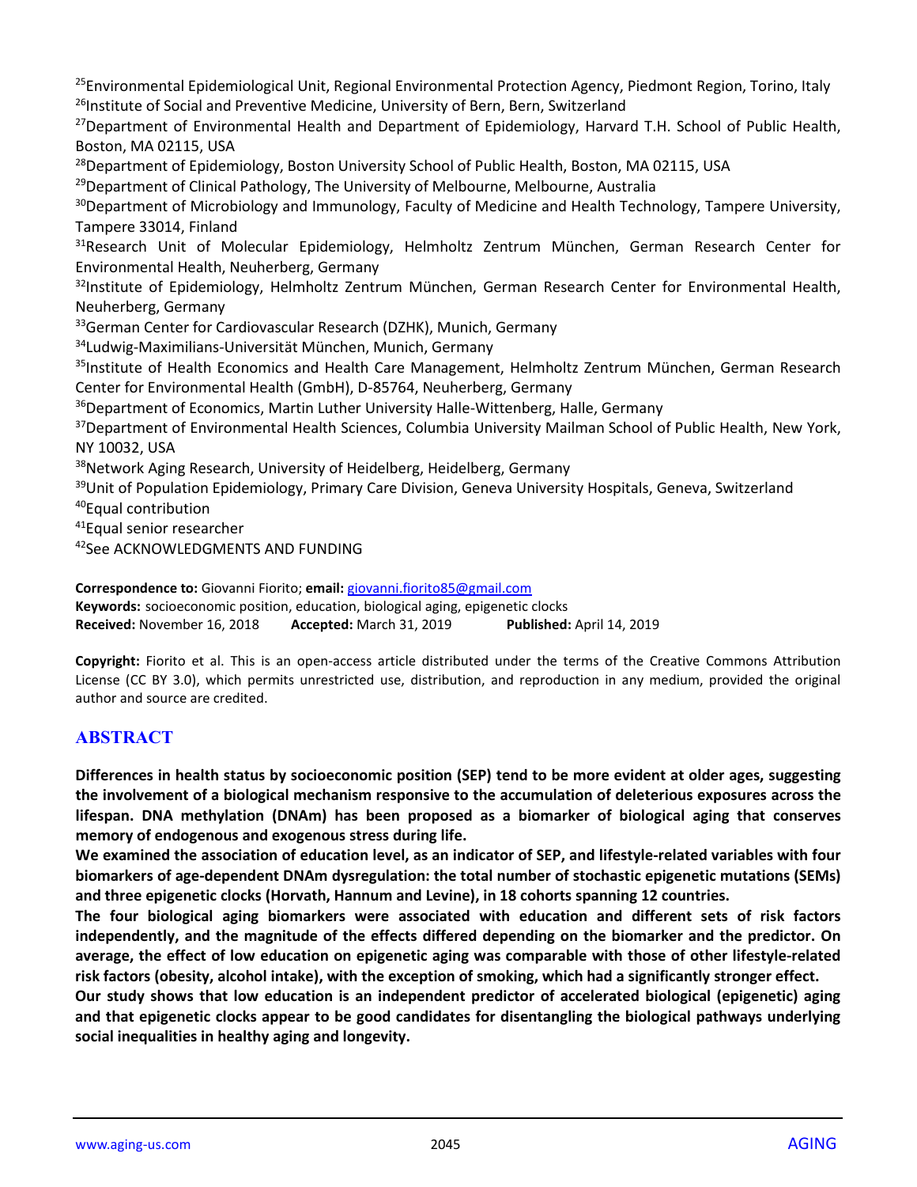[25]Environmental Epidemiological Unit, Regional Environmental Protection Agency, Piedmont Region, Torino, Italy
[26]Institute of Social and Preventive Medicine, University of Bern, Bern, Switzerland
[27]Department of Environmental Health and Department of Epidemiology, Harvard T.H. School of Public Health, Boston, MA 02115, USA
[28]Department of Epidemiology, Boston University School of Public Health, Boston, MA 02115, USA
[29]Department of Clinical Pathology, The University of Melbourne, Melbourne, Australia
[30]Department of Microbiology and Immunology, Faculty of Medicine and Health Technology, Tampere University, Tampere 33014, Finland
[31]Research Unit of Molecular Epidemiology, Helmholtz Zentrum München, German Research Center for Environmental Health, Neuherberg, Germany
[32]Institute of Epidemiology, Helmholtz Zentrum München, German Research Center for Environmental Health, Neuherberg, Germany
[33]German Center for Cardiovascular Research (DZHK), Munich, Germany
[34]Ludwig-Maximilians-Universität München, Munich, Germany
[35]Institute of Health Economics and Health Care Management, Helmholtz Zentrum München, German Research Center for Environmental Health (GmbH), D-85764, Neuherberg, Germany
[36]Department of Economics, Martin Luther University Halle-Wittenberg, Halle, Germany
[37]Department of Environmental Health Sciences, Columbia University Mailman School of Public Health, New York, NY 10032, USA
[38]Network Aging Research, University of Heidelberg, Heidelberg, Germany
[39]Unit of Population Epidemiology, Primary Care Division, Geneva University Hospitals, Geneva, Switzerland
[40]Equal contribution
[41]Equal senior researcher
[42]See ACKNOWLEDGMENTS AND FUNDING

**Correspondence to:** Giovanni Fiorito; **email:** giovanni.fiorito85@gmail.com
**Keywords:** socioeconomic position, education, biological aging, epigenetic clocks
**Received:** November 16, 2018 **Accepted:** March 31, 2019 **Published:** April 14, 2019

**Copyright:** Fiorito et al. This is an open-access article distributed under the terms of the Creative Commons Attribution License (CC BY 3.0), which permits unrestricted use, distribution, and reproduction in any medium, provided the original author and source are credited.

## ABSTRACT

**Differences in health status by socioeconomic position (SEP) tend to be more evident at older ages, suggesting the involvement of a biological mechanism responsive to the accumulation of deleterious exposures across the lifespan. DNA methylation (DNAm) has been proposed as a biomarker of biological aging that conserves memory of endogenous and exogenous stress during life.**

**We examined the association of education level, as an indicator of SEP, and lifestyle-related variables with four biomarkers of age-dependent DNAm dysregulation: the total number of stochastic epigenetic mutations (SEMs) and three epigenetic clocks (Horvath, Hannum and Levine), in 18 cohorts spanning 12 countries.**

**The four biological aging biomarkers were associated with education and different sets of risk factors independently, and the magnitude of the effects differed depending on the biomarker and the predictor. On average, the effect of low education on epigenetic aging was comparable with those of other lifestyle-related risk factors (obesity, alcohol intake), with the exception of smoking, which had a significantly stronger effect.**

**Our study shows that low education is an independent predictor of accelerated biological (epigenetic) aging and that epigenetic clocks appear to be good candidates for disentangling the biological pathways underlying social inequalities in healthy aging and longevity.**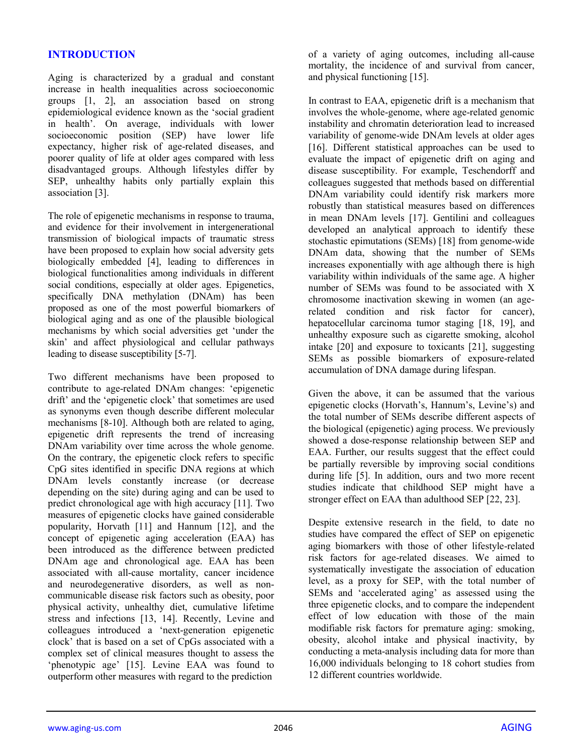## INTRODUCTION

Aging is characterized by a gradual and constant increase in health inequalities across socioeconomic groups [1, 2], an association based on strong epidemiological evidence known as the 'social gradient in health'. On average, individuals with lower socioeconomic position (SEP) have lower life expectancy, higher risk of age-related diseases, and poorer quality of life at older ages compared with less disadvantaged groups. Although lifestyles differ by SEP, unhealthy habits only partially explain this association [3].

The role of epigenetic mechanisms in response to trauma, and evidence for their involvement in intergenerational transmission of biological impacts of traumatic stress have been proposed to explain how social adversity gets biologically embedded [4], leading to differences in biological functionalities among individuals in different social conditions, especially at older ages. Epigenetics, specifically DNA methylation (DNAm) has been proposed as one of the most powerful biomarkers of biological aging and as one of the plausible biological mechanisms by which social adversities get 'under the skin' and affect physiological and cellular pathways leading to disease susceptibility [5-7].

Two different mechanisms have been proposed to contribute to age-related DNAm changes: 'epigenetic drift' and the 'epigenetic clock' that sometimes are used as synonyms even though describe different molecular mechanisms [8-10]. Although both are related to aging, epigenetic drift represents the trend of increasing DNAm variability over time across the whole genome. On the contrary, the epigenetic clock refers to specific CpG sites identified in specific DNA regions at which DNAm levels constantly increase (or decrease depending on the site) during aging and can be used to predict chronological age with high accuracy [11]. Two measures of epigenetic clocks have gained considerable popularity, Horvath [11] and Hannum [12], and the concept of epigenetic aging acceleration (EAA) has been introduced as the difference between predicted DNAm age and chronological age. EAA has been associated with all-cause mortality, cancer incidence and neurodegenerative disorders, as well as non-communicable disease risk factors such as obesity, poor physical activity, unhealthy diet, cumulative lifetime stress and infections [13, 14]. Recently, Levine and colleagues introduced a 'next-generation epigenetic clock' that is based on a set of CpGs associated with a complex set of clinical measures thought to assess the 'phenotypic age' [15]. Levine EAA was found to outperform other measures with regard to the prediction of a variety of aging outcomes, including all-cause mortality, the incidence of and survival from cancer, and physical functioning [15].

In contrast to EAA, epigenetic drift is a mechanism that involves the whole-genome, where age-related genomic instability and chromatin deterioration lead to increased variability of genome-wide DNAm levels at older ages [16]. Different statistical approaches can be used to evaluate the impact of epigenetic drift on aging and disease susceptibility. For example, Teschendorff and colleagues suggested that methods based on differential DNAm variability could identify risk markers more robustly than statistical measures based on differences in mean DNAm levels [17]. Gentilini and colleagues developed an analytical approach to identify these stochastic epimutations (SEMs) [18] from genome-wide DNAm data, showing that the number of SEMs increases exponentially with age although there is high variability within individuals of the same age. A higher number of SEMs was found to be associated with X chromosome inactivation skewing in women (an age-related condition and risk factor for cancer), hepatocellular carcinoma tumor staging [18, 19], and unhealthy exposure such as cigarette smoking, alcohol intake [20] and exposure to toxicants [21], suggesting SEMs as possible biomarkers of exposure-related accumulation of DNA damage during lifespan.

Given the above, it can be assumed that the various epigenetic clocks (Horvath's, Hannum's, Levine's) and the total number of SEMs describe different aspects of the biological (epigenetic) aging process. We previously showed a dose-response relationship between SEP and EAA. Further, our results suggest that the effect could be partially reversible by improving social conditions during life [5]. In addition, ours and two more recent studies indicate that childhood SEP might have a stronger effect on EAA than adulthood SEP [22, 23].

Despite extensive research in the field, to date no studies have compared the effect of SEP on epigenetic aging biomarkers with those of other lifestyle-related risk factors for age-related diseases. We aimed to systematically investigate the association of education level, as a proxy for SEP, with the total number of SEMs and 'accelerated aging' as assessed using the three epigenetic clocks, and to compare the independent effect of low education with those of the main modifiable risk factors for premature aging: smoking, obesity, alcohol intake and physical inactivity, by conducting a meta-analysis including data for more than 16,000 individuals belonging to 18 cohort studies from 12 different countries worldwide.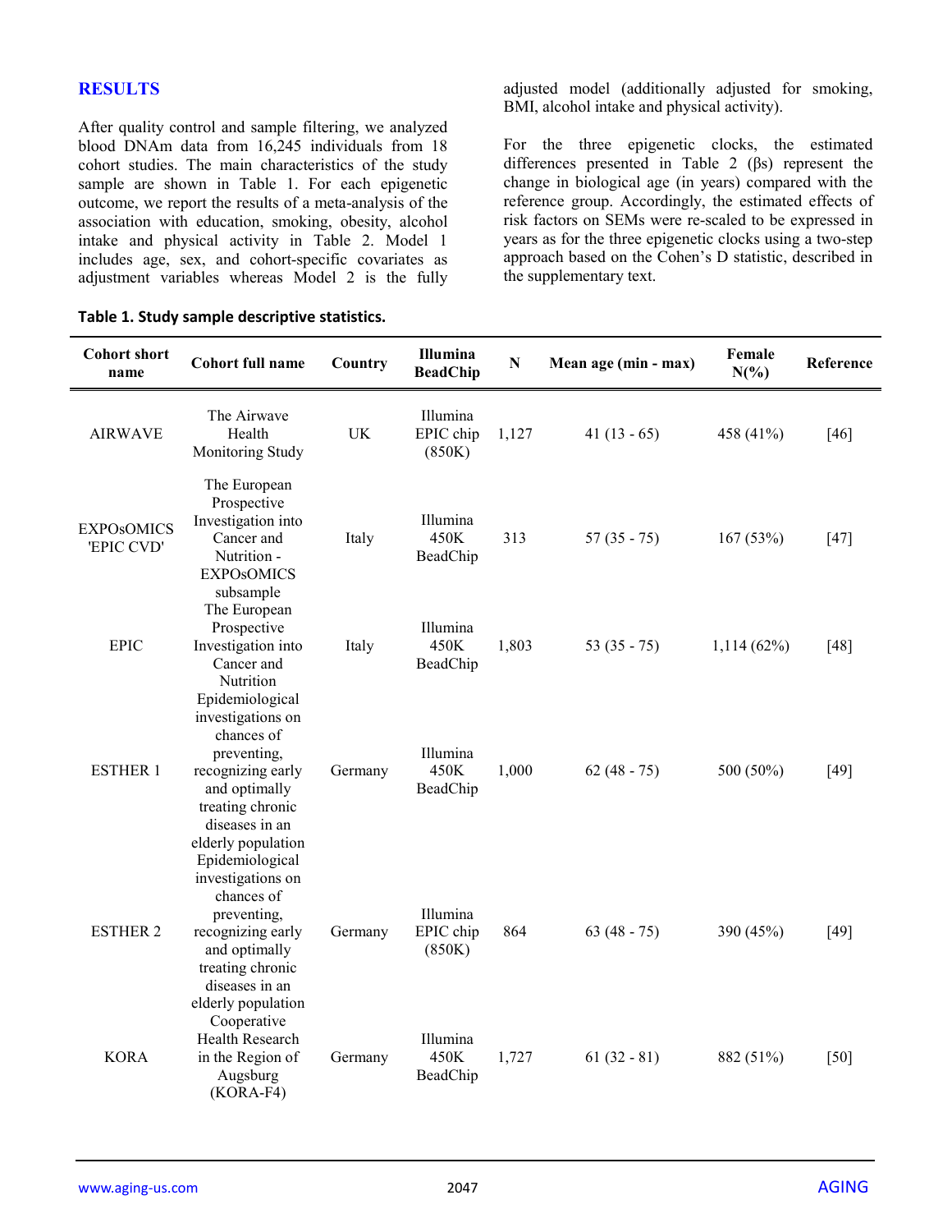## RESULTS

After quality control and sample filtering, we analyzed blood DNAm data from 16,245 individuals from 18 cohort studies. The main characteristics of the study sample are shown in Table 1. For each epigenetic outcome, we report the results of a meta-analysis of the association with education, smoking, obesity, alcohol intake and physical activity in Table 2. Model 1 includes age, sex, and cohort-specific covariates as adjustment variables whereas Model 2 is the fully adjusted model (additionally adjusted for smoking, BMI, alcohol intake and physical activity).

For the three epigenetic clocks, the estimated differences presented in Table 2 (βs) represent the change in biological age (in years) compared with the reference group. Accordingly, the estimated effects of risk factors on SEMs were re-scaled to be expressed in years as for the three epigenetic clocks using a two-step approach based on the Cohen's D statistic, described in the supplementary text.

**Table 1. Study sample descriptive statistics.**

| Cohort short name | Cohort full name | Country | Illumina BeadChip | N | Mean age (min - max) | Female N(%) | Reference |
|---|---|---|---|---|---|---|---|
| AIRWAVE | The Airwave Health Monitoring Study | UK | Illumina EPIC chip (850K) | 1,127 | 41 (13 - 65) | 458 (41%) | [46] |
| EXPOsOMICS 'EPIC CVD' | The European Prospective Investigation into Cancer and Nutrition - EXPOsOMICS subsample | Italy | Illumina 450K BeadChip | 313 | 57 (35 - 75) | 167 (53%) | [47] |
| EPIC | The European Prospective Investigation into Cancer and Nutrition | Italy | Illumina 450K BeadChip | 1,803 | 53 (35 - 75) | 1,114 (62%) | [48] |
| ESTHER 1 | Epidemiological investigations on chances of preventing, recognizing early and optimally treating chronic diseases in an elderly population | Germany | Illumina 450K BeadChip | 1,000 | 62 (48 - 75) | 500 (50%) | [49] |
| ESTHER 2 | Epidemiological investigations on chances of preventing, recognizing early and optimally treating chronic diseases in an elderly population | Germany | Illumina EPIC chip (850K) | 864 | 63 (48 - 75) | 390 (45%) | [49] |
| KORA | Cooperative Health Research in the Region of Augsburg (KORA-F4) | Germany | Illumina 450K BeadChip | 1,727 | 61 (32 - 81) | 882 (51%) | [50] |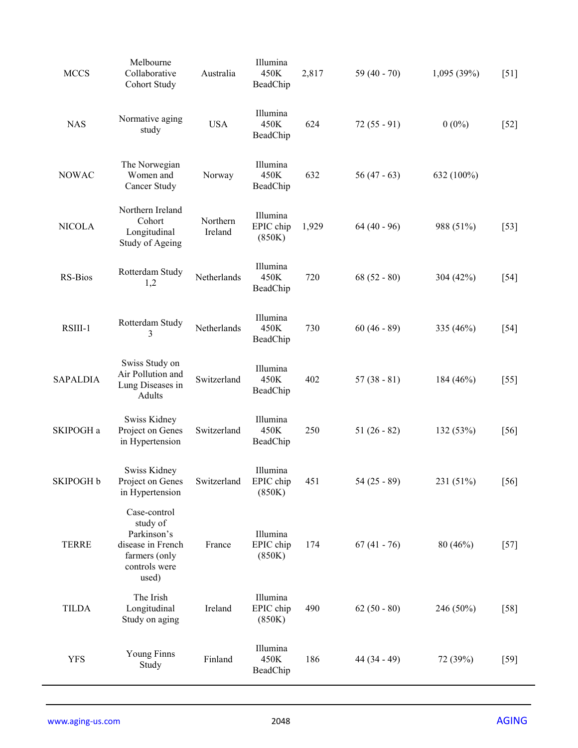| | | | | | | | |
|---|---|---|---|---|---|---|---|
| MCCS | Melbourne Collaborative Cohort Study | Australia | Illumina 450K BeadChip | 2,817 | 59 (40 - 70) | 1,095 (39%) | [51] |
| NAS | Normative aging study | USA | Illumina 450K BeadChip | 624 | 72 (55 - 91) | 0 (0%) | [52] |
| NOWAC | The Norwegian Women and Cancer Study | Norway | Illumina 450K BeadChip | 632 | 56 (47 - 63) | 632 (100%) | |
| NICOLA | Northern Ireland Cohort Longitudinal Study of Ageing | Northern Ireland | Illumina EPIC chip (850K) | 1,929 | 64 (40 - 96) | 988 (51%) | [53] |
| RS-Bios | Rotterdam Study 1,2 | Netherlands | Illumina 450K BeadChip | 720 | 68 (52 - 80) | 304 (42%) | [54] |
| RSIII-1 | Rotterdam Study 3 | Netherlands | Illumina 450K BeadChip | 730 | 60 (46 - 89) | 335 (46%) | [54] |
| SAPALDIA | Swiss Study on Air Pollution and Lung Diseases in Adults | Switzerland | Illumina 450K BeadChip | 402 | 57 (38 - 81) | 184 (46%) | [55] |
| SKIPOGH a | Swiss Kidney Project on Genes in Hypertension | Switzerland | Illumina 450K BeadChip | 250 | 51 (26 - 82) | 132 (53%) | [56] |
| SKIPOGH b | Swiss Kidney Project on Genes in Hypertension | Switzerland | Illumina EPIC chip (850K) | 451 | 54 (25 - 89) | 231 (51%) | [56] |
| TERRE | Case-control study of Parkinson's disease in French farmers (only controls were used) | France | Illumina EPIC chip (850K) | 174 | 67 (41 - 76) | 80 (46%) | [57] |
| TILDA | The Irish Longitudinal Study on aging | Ireland | Illumina EPIC chip (850K) | 490 | 62 (50 - 80) | 246 (50%) | [58] |
| YFS | Young Finns Study | Finland | Illumina 450K BeadChip | 186 | 44 (34 - 49) | 72 (39%) | [59] |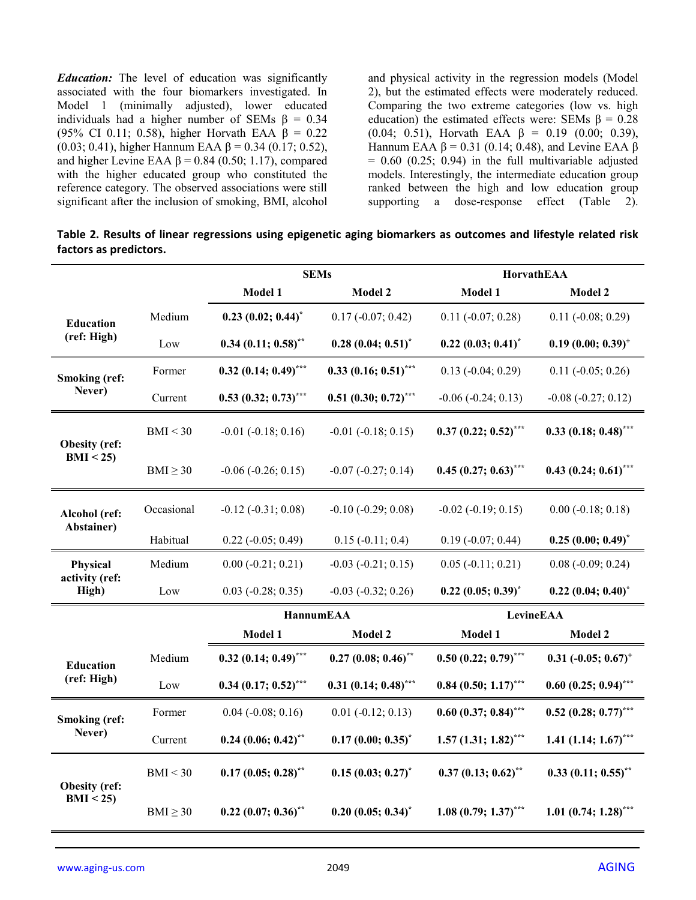***Education:*** The level of education was significantly associated with the four biomarkers investigated. In Model 1 (minimally adjusted), lower educated individuals had a higher number of SEMs β = 0.34 (95% CI 0.11; 0.58), higher Horvath EAA β = 0.22 (0.03; 0.41), higher Hannum EAA β = 0.34 (0.17; 0.52), and higher Levine EAA β = 0.84 (0.50; 1.17), compared with the higher educated group who constituted the reference category. The observed associations were still significant after the inclusion of smoking, BMI, alcohol and physical activity in the regression models (Model 2), but the estimated effects were moderately reduced. Comparing the two extreme categories (low vs. high education) the estimated effects were: SEMs β = 0.28 (0.04; 0.51), Horvath EAA β = 0.19 (0.00; 0.39), Hannum EAA β = 0.31 (0.14; 0.48), and Levine EAA β = 0.60 (0.25; 0.94) in the full multivariable adjusted models. Interestingly, the intermediate education group ranked between the high and low education group supporting a dose-response effect (Table 2).

**Table 2. Results of linear regressions using epigenetic aging biomarkers as outcomes and lifestyle related risk factors as predictors.**

| | | SEMs | | HorvathEAA | |
|---|---|---|---|---|---|
| | | Model 1 | Model 2 | Model 1 | Model 2 |
| Education (ref: High) | Medium | **0.23 (0.02; 0.44)*** | 0.17 (-0.07; 0.42) | 0.11 (-0.07; 0.28) | 0.11 (-0.08; 0.29) |
| | Low | **0.34 (0.11; 0.58)**** | **0.28 (0.04; 0.51)*** | **0.22 (0.03; 0.41)*** | **0.19 (0.00; 0.39)+** |
| Smoking (ref: Never) | Former | **0.32 (0.14; 0.49)***** | **0.33 (0.16; 0.51)***** | 0.13 (-0.04; 0.29) | 0.11 (-0.05; 0.26) |
| | Current | **0.53 (0.32; 0.73)***** | **0.51 (0.30; 0.72)***** | -0.06 (-0.24; 0.13) | -0.08 (-0.27; 0.12) |
| Obesity (ref: BMI < 25) | BMI < 30 | -0.01 (-0.18; 0.16) | -0.01 (-0.18; 0.15) | **0.37 (0.22; 0.52)***** | **0.33 (0.18; 0.48)***** |
| | BMI ≥ 30 | -0.06 (-0.26; 0.15) | -0.07 (-0.27; 0.14) | **0.45 (0.27; 0.63)***** | **0.43 (0.24; 0.61)***** |
| Alcohol (ref: Abstainer) | Occasional | -0.12 (-0.31; 0.08) | -0.10 (-0.29; 0.08) | -0.02 (-0.19; 0.15) | 0.00 (-0.18; 0.18) |
| | Habitual | 0.22 (-0.05; 0.49) | 0.15 (-0.11; 0.4) | 0.19 (-0.07; 0.44) | **0.25 (0.00; 0.49)*** |
| Physical activity (ref: High) | Medium | 0.00 (-0.21; 0.21) | -0.03 (-0.21; 0.15) | 0.05 (-0.11; 0.21) | 0.08 (-0.09; 0.24) |
| | Low | 0.03 (-0.28; 0.35) | -0.03 (-0.32; 0.26) | **0.22 (0.05; 0.39)*** | **0.22 (0.04; 0.40)*** |
| | | **HannumEAA** | | **LevineEAA** | |
| | | **Model 1** | **Model 2** | **Model 1** | **Model 2** |
| Education (ref: High) | Medium | **0.32 (0.14; 0.49)***** | **0.27 (0.08; 0.46)**** | **0.50 (0.22; 0.79)***** | **0.31 (-0.05; 0.67)+** |
| | Low | **0.34 (0.17; 0.52)***** | **0.31 (0.14; 0.48)***** | **0.84 (0.50; 1.17)***** | **0.60 (0.25; 0.94)***** |
| Smoking (ref: Never) | Former | 0.04 (-0.08; 0.16) | 0.01 (-0.12; 0.13) | **0.60 (0.37; 0.84)***** | **0.52 (0.28; 0.77)***** |
| | Current | **0.24 (0.06; 0.42)**** | **0.17 (0.00; 0.35)*** | **1.57 (1.31; 1.82)***** | **1.41 (1.14; 1.67)***** |
| Obesity (ref: BMI < 25) | BMI < 30 | **0.17 (0.05; 0.28)**** | **0.15 (0.03; 0.27)*** | **0.37 (0.13; 0.62)**** | **0.33 (0.11; 0.55)**** |
| | BMI ≥ 30 | **0.22 (0.07; 0.36)**** | **0.20 (0.05; 0.34)*** | **1.08 (0.79; 1.37)***** | **1.01 (0.74; 1.28)***** |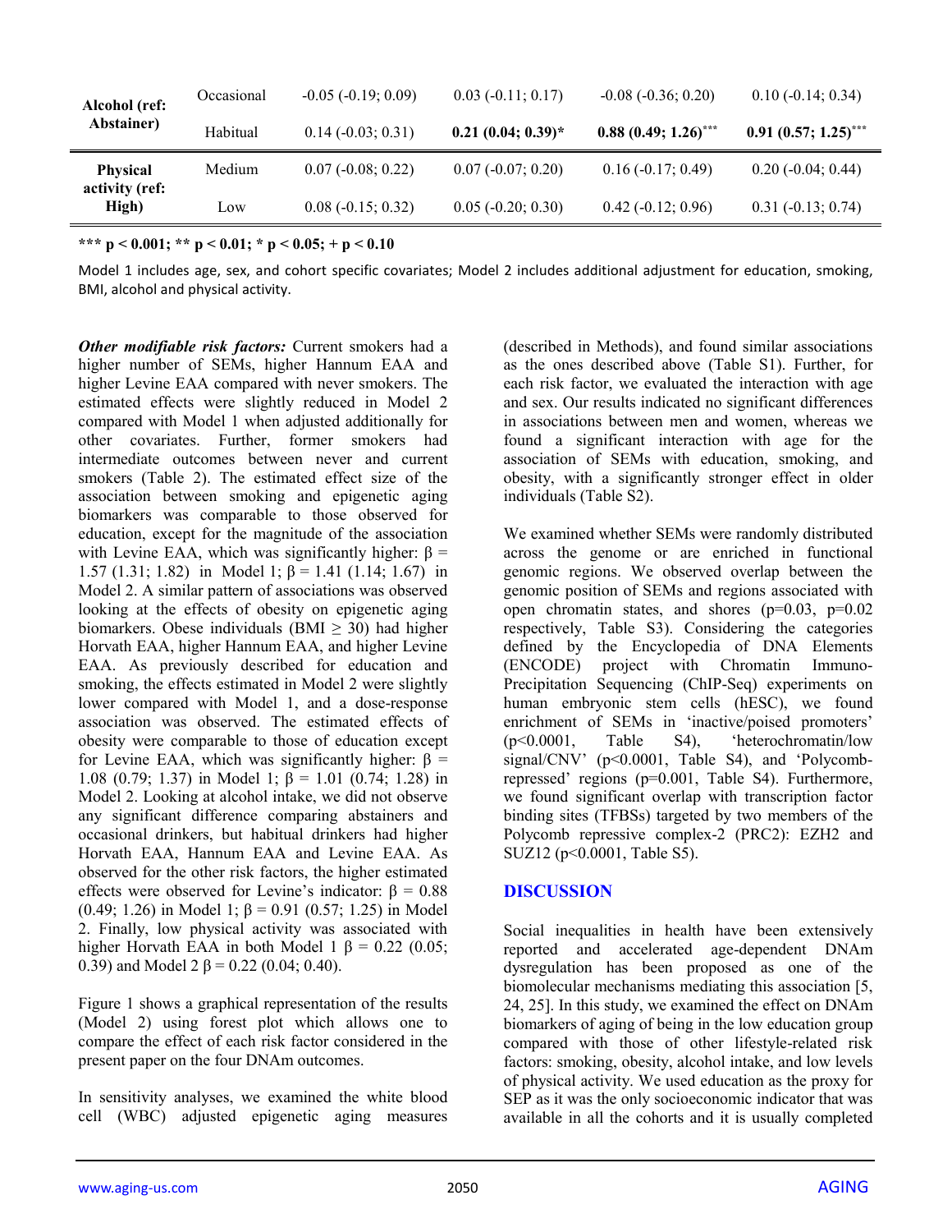| | | | | | |
|---|---|---|---|---|---|
| **Alcohol (ref: Abstainer)** | Occasional | -0.05 (-0.19; 0.09) | 0.03 (-0.11; 0.17) | -0.08 (-0.36; 0.20) | 0.10 (-0.14; 0.34) |
| | Habitual | 0.14 (-0.03; 0.31) | **0.21 (0.04; 0.39)*** | **0.88 (0.49; 1.26)***** | **0.91 (0.57; 1.25)***** |
| **Physical activity (ref: High)** | Medium | 0.07 (-0.08; 0.22) | 0.07 (-0.07; 0.20) | 0.16 (-0.17; 0.49) | 0.20 (-0.04; 0.44) |
| | Low | 0.08 (-0.15; 0.32) | 0.05 (-0.20; 0.30) | 0.42 (-0.12; 0.96) | 0.31 (-0.13; 0.74) |

**\*\*\* p < 0.001; \*\* p < 0.01; \* p < 0.05; + p < 0.10**

Model 1 includes age, sex, and cohort specific covariates; Model 2 includes additional adjustment for education, smoking, BMI, alcohol and physical activity.

***Other modifiable risk factors:*** Current smokers had a higher number of SEMs, higher Hannum EAA and higher Levine EAA compared with never smokers. The estimated effects were slightly reduced in Model 2 compared with Model 1 when adjusted additionally for other covariates. Further, former smokers had intermediate outcomes between never and current smokers (Table 2). The estimated effect size of the association between smoking and epigenetic aging biomarkers was comparable to those observed for education, except for the magnitude of the association with Levine EAA, which was significantly higher: $\beta$ = 1.57 (1.31; 1.82) in Model 1; $\beta$ = 1.41 (1.14; 1.67) in Model 2. A similar pattern of associations was observed looking at the effects of obesity on epigenetic aging biomarkers. Obese individuals (BMI $\geq$ 30) had higher Horvath EAA, higher Hannum EAA, and higher Levine EAA. As previously described for education and smoking, the effects estimated in Model 2 were slightly lower compared with Model 1, and a dose-response association was observed. The estimated effects of obesity were comparable to those of education except for Levine EAA, which was significantly higher: $\beta$ = 1.08 (0.79; 1.37) in Model 1; $\beta$ = 1.01 (0.74; 1.28) in Model 2. Looking at alcohol intake, we did not observe any significant difference comparing abstainers and occasional drinkers, but habitual drinkers had higher Horvath EAA, Hannum EAA and Levine EAA. As observed for the other risk factors, the higher estimated effects were observed for Levine's indicator: $\beta$ = 0.88 (0.49; 1.26) in Model 1; $\beta$ = 0.91 (0.57; 1.25) in Model 2. Finally, low physical activity was associated with higher Horvath EAA in both Model 1 $\beta$ = 0.22 (0.05; 0.39) and Model 2 $\beta$ = 0.22 (0.04; 0.40).

Figure 1 shows a graphical representation of the results (Model 2) using forest plot which allows one to compare the effect of each risk factor considered in the present paper on the four DNAm outcomes.

In sensitivity analyses, we examined the white blood cell (WBC) adjusted epigenetic aging measures (described in Methods), and found similar associations as the ones described above (Table S1). Further, for each risk factor, we evaluated the interaction with age and sex. Our results indicated no significant differences in associations between men and women, whereas we found a significant interaction with age for the association of SEMs with education, smoking, and obesity, with a significantly stronger effect in older individuals (Table S2).

We examined whether SEMs were randomly distributed across the genome or are enriched in functional genomic regions. We observed overlap between the genomic position of SEMs and regions associated with open chromatin states, and shores (p=0.03, p=0.02 respectively, Table S3). Considering the categories defined by the Encyclopedia of DNA Elements (ENCODE) project with Chromatin Immuno-Precipitation Sequencing (ChIP-Seq) experiments on human embryonic stem cells (hESC), we found enrichment of SEMs in 'inactive/poised promoters' (p<0.0001, Table S4), 'heterochromatin/low signal/CNV' (p<0.0001, Table S4), and 'Polycomb-repressed' regions (p=0.001, Table S4). Furthermore, we found significant overlap with transcription factor binding sites (TFBSs) targeted by two members of the Polycomb repressive complex-2 (PRC2): EZH2 and SUZ12 (p<0.0001, Table S5).

## DISCUSSION

Social inequalities in health have been extensively reported and accelerated age-dependent DNAm dysregulation has been proposed as one of the biomolecular mechanisms mediating this association [5, 24, 25]. In this study, we examined the effect on DNAm biomarkers of aging of being in the low education group compared with those of other lifestyle-related risk factors: smoking, obesity, alcohol intake, and low levels of physical activity. We used education as the proxy for SEP as it was the only socioeconomic indicator that was available in all the cohorts and it is usually completed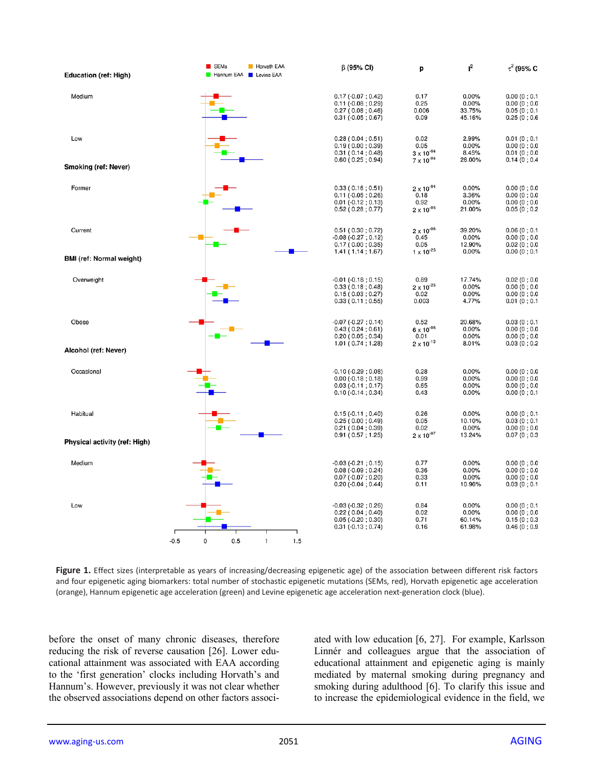| Risk factor | Biomarker | β (95% CI) | p | $I^2$ | $\tau^2$ (95% C |
|---|---|---|---|---|---|
| **Education (ref: High)** | | | | | |
| Medium | SEMs | 0.17 (-0.07 ; 0.42) | 0.17 | 0.00% | 0.00 (0 ; 0.1 |
| | Horvath EAA | 0.11 (-0.08 ; 0.29) | 0.25 | 0.00% | 0.00 (0 ; 0.0 |
| | Hannum EAA | 0.27 ( 0.08 ; 0.46) | 0.006 | 33.75% | 0.05 (0 ; 0.1 |
| | Levine EAA | 0.31 (-0.05 ; 0.67) | 0.09 | 45.16% | 0.25 (0 ; 0.6 |
| Low | SEMs | 0.28 ( 0.04 ; 0.51) | 0.02 | 2.99% | 0.01 (0 ; 0.1 |
| | Horvath EAA | 0.19 ( 0.00 ; 0.39) | 0.05 | 0.00% | 0.00 (0 ; 0.0 |
| | Hannum EAA | 0.31 ( 0.14 ; 0.48) | $3 \times 10^{-04}$ | 8.45% | 0.01 (0 ; 0.0 |
| | Levine EAA | 0.60 ( 0.25 ; 0.94) | $7 \times 10^{-04}$ | 28.00% | 0.14 (0 ; 0.4 |
| **Smoking (ref: Never)** | | | | | |
| Former | SEMs | 0.33 ( 0.16 ; 0.51) | $2 \times 10^{-04}$ | 0.00% | 0.00 (0 ; 0.0 |
| | Horvath EAA | 0.11 (-0.05 ; 0.26) | 0.18 | 3.36% | 0.00 (0 ; 0.0 |
| | Hannum EAA | 0.01 (-0.12 ; 0.13) | 0.92 | 0.00% | 0.00 (0 ; 0.0 |
| | Levine EAA | 0.52 ( 0.28 ; 0.77) | $2 \times 10^{-05}$ | 21.00% | 0.05 (0 ; 0.2 |
| Current | SEMs | 0.51 ( 0.30 ; 0.72) | $2 \times 10^{-06}$ | 39.20% | 0.06 (0 ; 0.1 |
| | Horvath EAA | -0.08 (-0.27 ; 0.12) | 0.45 | 0.00% | 0.00 (0 ; 0.0 |
| | Hannum EAA | 0.17 ( 0.00 ; 0.35) | 0.05 | 12.90% | 0.02 (0 ; 0.0 |
| | Levine EAA | 1.41 ( 1.14 ; 1.67) | $1 \times 10^{-25}$ | 0.00% | 0.00 (0 ; 0.1 |
| **BMI (ref: Normal weight)** | | | | | |
| Overweight | SEMs | -0.01 (-0.18 ; 0.15) | 0.89 | 17.74% | 0.02 (0 ; 0.0 |
| | Horvath EAA | 0.33 ( 0.18 ; 0.48) | $2 \times 10^{-25}$ | 0.00% | 0.00 (0 ; 0.0 |
| | Hannum EAA | 0.15 ( 0.03 ; 0.27) | 0.02 | 0.00% | 0.00 (0 ; 0.0 |
| | Levine EAA | 0.33 ( 0.11 ; 0.55) | 0.003 | 4.77% | 0.01 (0 ; 0.1 |
| Obese | SEMs | -0.07 (-0.27 ; 0.14) | 0.52 | 20.68% | 0.03 (0 ; 0.1 |
| | Horvath EAA | 0.43 ( 0.24 ; 0.61) | $6 \times 10^{-06}$ | 0.00% | 0.00 (0 ; 0.0 |
| | Hannum EAA | 0.20 ( 0.05 ; 0.34) | 0.01 | 0.00% | 0.00 (0 ; 0.0 |
| | Levine EAA | 1.01 ( 0.74 ; 1.28) | $2 \times 10^{-13}$ | 8.01% | 0.03 (0 ; 0.2 |
| **Alcohol (ref: Never)** | | | | | |
| Occasional | SEMs | -0.10 (-0.29 ; 0.08) | 0.28 | 0.00% | 0.00 (0 ; 0.0 |
| | Horvath EAA | 0.00 (-0.18 ; 0.18) | 0.99 | 0.00% | 0.00 (0 ; 0.0 |
| | Hannum EAA | 0.03 (-0.11 ; 0.17) | 0.65 | 0.00% | 0.00 (0 ; 0.0 |
| | Levine EAA | 0.10 (-0.14 ; 0.34) | 0.43 | 0.00% | 0.00 (0 ; 0.1 |
| Habitual | SEMs | 0.15 (-0.11 ; 0.40) | 0.26 | 0.00% | 0.00 (0 ; 0.1 |
| | Horvath EAA | 0.25 ( 0.00 ; 0.49) | 0.05 | 10.10% | 0.03 (0 ; 0.1 |
| | Hannum EAA | 0.21 ( 0.04 ; 0.39) | 0.02 | 0.00% | 0.00 (0 ; 0.0 |
| | Levine EAA | 0.91 ( 0.57 ; 1.25) | $2 \times 10^{-07}$ | 13.24% | 0.07 (0 ; 0.3 |
| **Physical activity (ref: High)** | | | | | |
| Medium | SEMs | -0.03 (-0.21 ; 0.15) | 0.77 | 0.00% | 0.00 (0 ; 0.0 |
| | Horvath EAA | 0.08 (-0.09 ; 0.24) | 0.36 | 0.00% | 0.00 (0 ; 0.0 |
| | Hannum EAA | 0.07 (-0.07 ; 0.20) | 0.33 | 0.00% | 0.00 (0 ; 0.0 |
| | Levine EAA | 0.20 (-0.04 ; 0.44) | 0.11 | 10.96% | 0.03 (0 ; 0.1 |
| Low | SEMs | -0.03 (-0.32 ; 0.26) | 0.84 | 0.00% | 0.00 (0 ; 0.1 |
| | Horvath EAA | 0.22 ( 0.04 ; 0.40) | 0.02 | 0.00% | 0.00 (0 ; 0.0 |
| | Hannum EAA | 0.05 (-0.20 ; 0.30) | 0.71 | 60.14% | 0.15 (0 ; 0.3 |
| | Levine EAA | 0.31 (-0.13 ; 0.74) | 0.16 | 61.98% | 0.46 (0 ; 0.9 |

**Figure 1.** Effect sizes (interpretable as years of increasing/decreasing epigenetic age) of the association between different risk factors and four epigenetic aging biomarkers: total number of stochastic epigenetic mutations (SEMs, red), Horvath epigenetic age acceleration (orange), Hannum epigenetic age acceleration (green) and Levine epigenetic age acceleration next-generation clock (blue).

before the onset of many chronic diseases, therefore reducing the risk of reverse causation [26]. Lower educational attainment was associated with EAA according to the 'first generation' clocks including Horvath's and Hannum's. However, previously it was not clear whether the observed associations depend on other factors associated with low education [6, 27]. For example, Karlsson Linnér and colleagues argue that the association of educational attainment and epigenetic aging is mainly mediated by maternal smoking during pregnancy and smoking during adulthood [6]. To clarify this issue and to increase the epidemiological evidence in the field, we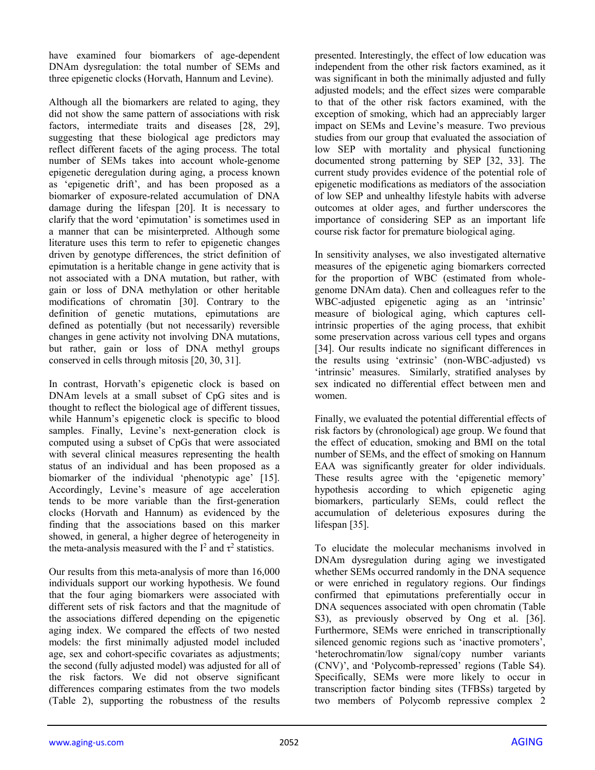have examined four biomarkers of age-dependent DNAm dysregulation: the total number of SEMs and three epigenetic clocks (Horvath, Hannum and Levine).

Although all the biomarkers are related to aging, they did not show the same pattern of associations with risk factors, intermediate traits and diseases [28, 29], suggesting that these biological age predictors may reflect different facets of the aging process. The total number of SEMs takes into account whole-genome epigenetic deregulation during aging, a process known as 'epigenetic drift', and has been proposed as a biomarker of exposure-related accumulation of DNA damage during the lifespan [20]. It is necessary to clarify that the word 'epimutation' is sometimes used in a manner that can be misinterpreted. Although some literature uses this term to refer to epigenetic changes driven by genotype differences, the strict definition of epimutation is a heritable change in gene activity that is not associated with a DNA mutation, but rather, with gain or loss of DNA methylation or other heritable modifications of chromatin [30]. Contrary to the definition of genetic mutations, epimutations are defined as potentially (but not necessarily) reversible changes in gene activity not involving DNA mutations, but rather, gain or loss of DNA methyl groups conserved in cells through mitosis [20, 30, 31].

In contrast, Horvath's epigenetic clock is based on DNAm levels at a small subset of CpG sites and is thought to reflect the biological age of different tissues, while Hannum's epigenetic clock is specific to blood samples. Finally, Levine's next-generation clock is computed using a subset of CpGs that were associated with several clinical measures representing the health status of an individual and has been proposed as a biomarker of the individual 'phenotypic age' [15]. Accordingly, Levine's measure of age acceleration tends to be more variable than the first-generation clocks (Horvath and Hannum) as evidenced by the finding that the associations based on this marker showed, in general, a higher degree of heterogeneity in the meta-analysis measured with the $I^2$ and $\tau^2$ statistics.

Our results from this meta-analysis of more than 16,000 individuals support our working hypothesis. We found that the four aging biomarkers were associated with different sets of risk factors and that the magnitude of the associations differed depending on the epigenetic aging index. We compared the effects of two nested models: the first minimally adjusted model included age, sex and cohort-specific covariates as adjustments; the second (fully adjusted model) was adjusted for all of the risk factors. We did not observe significant differences comparing estimates from the two models (Table 2), supporting the robustness of the results presented. Interestingly, the effect of low education was independent from the other risk factors examined, as it was significant in both the minimally adjusted and fully adjusted models; and the effect sizes were comparable to that of the other risk factors examined, with the exception of smoking, which had an appreciably larger impact on SEMs and Levine's measure. Two previous studies from our group that evaluated the association of low SEP with mortality and physical functioning documented strong patterning by SEP [32, 33]. The current study provides evidence of the potential role of epigenetic modifications as mediators of the association of low SEP and unhealthy lifestyle habits with adverse outcomes at older ages, and further underscores the importance of considering SEP as an important life course risk factor for premature biological aging.

In sensitivity analyses, we also investigated alternative measures of the epigenetic aging biomarkers corrected for the proportion of WBC (estimated from whole-genome DNAm data). Chen and colleagues refer to the WBC-adjusted epigenetic aging as an 'intrinsic' measure of biological aging, which captures cell-intrinsic properties of the aging process, that exhibit some preservation across various cell types and organs [34]. Our results indicate no significant differences in the results using 'extrinsic' (non-WBC-adjusted) vs 'intrinsic' measures. Similarly, stratified analyses by sex indicated no differential effect between men and women.

Finally, we evaluated the potential differential effects of risk factors by (chronological) age group. We found that the effect of education, smoking and BMI on the total number of SEMs, and the effect of smoking on Hannum EAA was significantly greater for older individuals. These results agree with the 'epigenetic memory' hypothesis according to which epigenetic aging biomarkers, particularly SEMs, could reflect the accumulation of deleterious exposures during the lifespan [35].

To elucidate the molecular mechanisms involved in DNAm dysregulation during aging we investigated whether SEMs occurred randomly in the DNA sequence or were enriched in regulatory regions. Our findings confirmed that epimutations preferentially occur in DNA sequences associated with open chromatin (Table S3), as previously observed by Ong et al. [36]. Furthermore, SEMs were enriched in transcriptionally silenced genomic regions such as 'inactive promoters', 'heterochromatin/low signal/copy number variants (CNV)', and 'Polycomb-repressed' regions (Table S4). Specifically, SEMs were more likely to occur in transcription factor binding sites (TFBSs) targeted by two members of Polycomb repressive complex 2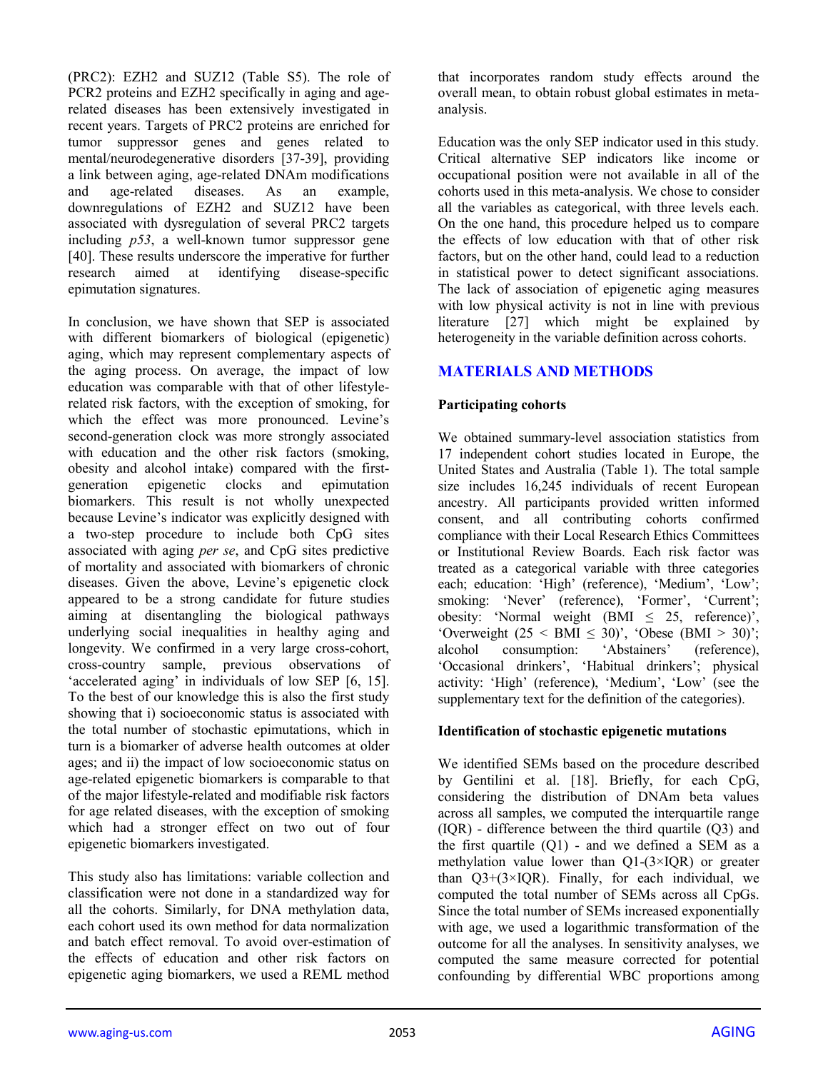(PRC2): EZH2 and SUZ12 (Table S5). The role of PCR2 proteins and EZH2 specifically in aging and age-related diseases has been extensively investigated in recent years. Targets of PRC2 proteins are enriched for tumor suppressor genes and genes related to mental/neurodegenerative disorders [37-39], providing a link between aging, age-related DNAm modifications and age-related diseases. As an example, downregulations of EZH2 and SUZ12 have been associated with dysregulation of several PRC2 targets including *p53*, a well-known tumor suppressor gene [40]. These results underscore the imperative for further research aimed at identifying disease-specific epimutation signatures.

In conclusion, we have shown that SEP is associated with different biomarkers of biological (epigenetic) aging, which may represent complementary aspects of the aging process. On average, the impact of low education was comparable with that of other lifestyle-related risk factors, with the exception of smoking, for which the effect was more pronounced. Levine's second-generation clock was more strongly associated with education and the other risk factors (smoking, obesity and alcohol intake) compared with the first-generation epigenetic clocks and epimutation biomarkers. This result is not wholly unexpected because Levine's indicator was explicitly designed with a two-step procedure to include both CpG sites associated with aging *per se*, and CpG sites predictive of mortality and associated with biomarkers of chronic diseases. Given the above, Levine's epigenetic clock appeared to be a strong candidate for future studies aiming at disentangling the biological pathways underlying social inequalities in healthy aging and longevity. We confirmed in a very large cross-cohort, cross-country sample, previous observations of 'accelerated aging' in individuals of low SEP [6, 15]. To the best of our knowledge this is also the first study showing that i) socioeconomic status is associated with the total number of stochastic epimutations, which in turn is a biomarker of adverse health outcomes at older ages; and ii) the impact of low socioeconomic status on age-related epigenetic biomarkers is comparable to that of the major lifestyle-related and modifiable risk factors for age related diseases, with the exception of smoking which had a stronger effect on two out of four epigenetic biomarkers investigated.

This study also has limitations: variable collection and classification were not done in a standardized way for all the cohorts. Similarly, for DNA methylation data, each cohort used its own method for data normalization and batch effect removal. To avoid over-estimation of the effects of education and other risk factors on epigenetic aging biomarkers, we used a REML method that incorporates random study effects around the overall mean, to obtain robust global estimates in meta-analysis.

Education was the only SEP indicator used in this study. Critical alternative SEP indicators like income or occupational position were not available in all of the cohorts used in this meta-analysis. We chose to consider all the variables as categorical, with three levels each. On the one hand, this procedure helped us to compare the effects of low education with that of other risk factors, but on the other hand, could lead to a reduction in statistical power to detect significant associations. The lack of association of epigenetic aging measures with low physical activity is not in line with previous literature [27] which might be explained by heterogeneity in the variable definition across cohorts.

## MATERIALS AND METHODS

### Participating cohorts

We obtained summary-level association statistics from 17 independent cohort studies located in Europe, the United States and Australia (Table 1). The total sample size includes 16,245 individuals of recent European ancestry. All participants provided written informed consent, and all contributing cohorts confirmed compliance with their Local Research Ethics Committees or Institutional Review Boards. Each risk factor was treated as a categorical variable with three categories each; education: 'High' (reference), 'Medium', 'Low'; smoking: 'Never' (reference), 'Former', 'Current'; obesity: 'Normal weight (BMI $\leq$ 25, reference)', 'Overweight (25 < BMI $\leq$ 30)', 'Obese (BMI > 30)'; alcohol consumption: 'Abstainers' (reference), 'Occasional drinkers', 'Habitual drinkers'; physical activity: 'High' (reference), 'Medium', 'Low' (see the supplementary text for the definition of the categories).

### Identification of stochastic epigenetic mutations

We identified SEMs based on the procedure described by Gentilini et al. [18]. Briefly, for each CpG, considering the distribution of DNAm beta values across all samples, we computed the interquartile range (IQR) - difference between the third quartile (Q3) and the first quartile (Q1) - and we defined a SEM as a methylation value lower than Q1-(3×IQR) or greater than Q3+(3×IQR). Finally, for each individual, we computed the total number of SEMs across all CpGs. Since the total number of SEMs increased exponentially with age, we used a logarithmic transformation of the outcome for all the analyses. In sensitivity analyses, we computed the same measure corrected for potential confounding by differential WBC proportions among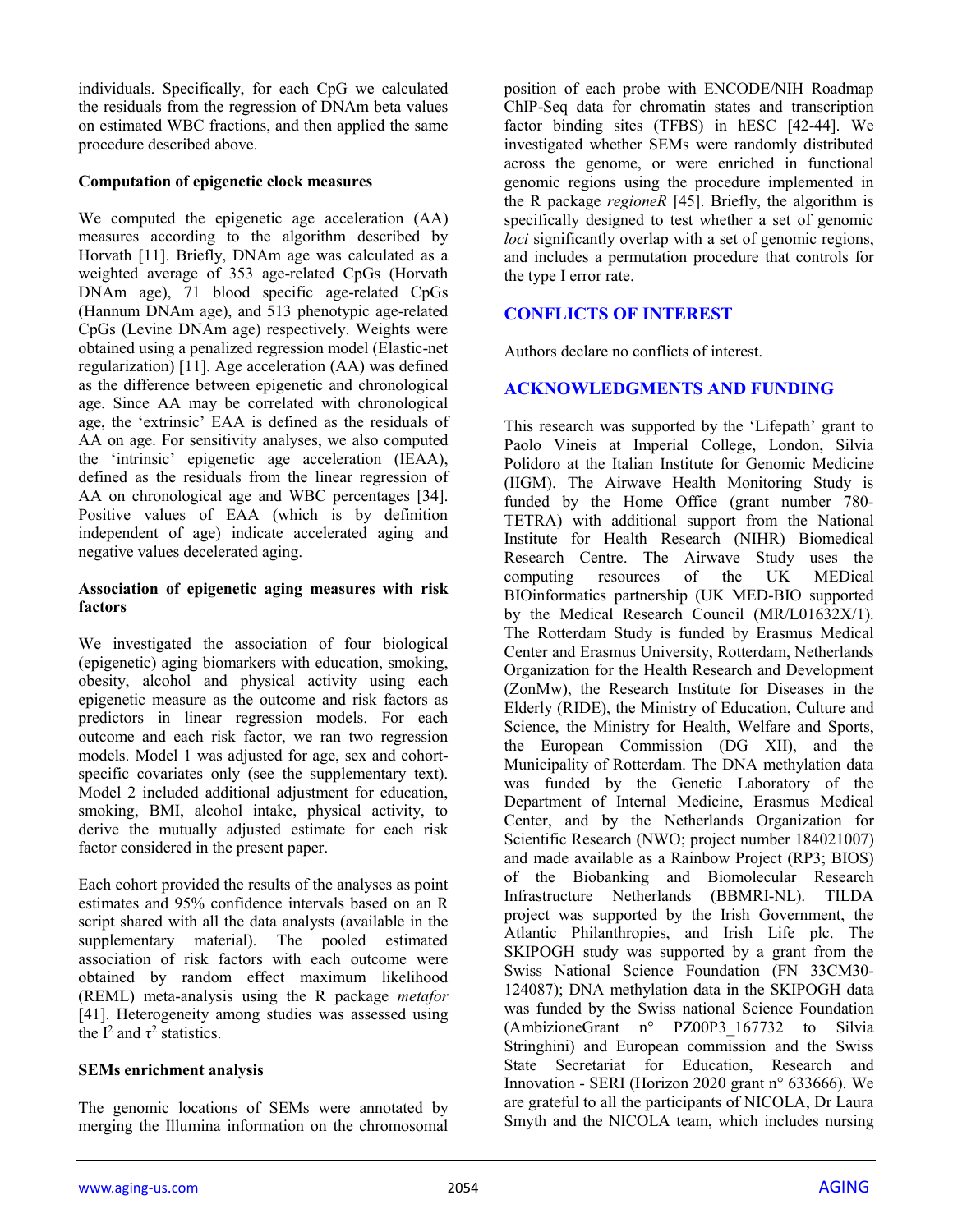individuals. Specifically, for each CpG we calculated the residuals from the regression of DNAm beta values on estimated WBC fractions, and then applied the same procedure described above.

**Computation of epigenetic clock measures**

We computed the epigenetic age acceleration (AA) measures according to the algorithm described by Horvath [11]. Briefly, DNAm age was calculated as a weighted average of 353 age-related CpGs (Horvath DNAm age), 71 blood specific age-related CpGs (Hannum DNAm age), and 513 phenotypic age-related CpGs (Levine DNAm age) respectively. Weights were obtained using a penalized regression model (Elastic-net regularization) [11]. Age acceleration (AA) was defined as the difference between epigenetic and chronological age. Since AA may be correlated with chronological age, the 'extrinsic' EAA is defined as the residuals of AA on age. For sensitivity analyses, we also computed the 'intrinsic' epigenetic age acceleration (IEAA), defined as the residuals from the linear regression of AA on chronological age and WBC percentages [34]. Positive values of EAA (which is by definition independent of age) indicate accelerated aging and negative values decelerated aging.

**Association of epigenetic aging measures with risk factors**

We investigated the association of four biological (epigenetic) aging biomarkers with education, smoking, obesity, alcohol and physical activity using each epigenetic measure as the outcome and risk factors as predictors in linear regression models. For each outcome and each risk factor, we ran two regression models. Model 1 was adjusted for age, sex and cohort-specific covariates only (see the supplementary text). Model 2 included additional adjustment for education, smoking, BMI, alcohol intake, physical activity, to derive the mutually adjusted estimate for each risk factor considered in the present paper.

Each cohort provided the results of the analyses as point estimates and 95% confidence intervals based on an R script shared with all the data analysts (available in the supplementary material). The pooled estimated association of risk factors with each outcome were obtained by random effect maximum likelihood (REML) meta-analysis using the R package *metafor* [41]. Heterogeneity among studies was assessed using the $I^2$ and $\tau^2$ statistics.

**SEMs enrichment analysis**

The genomic locations of SEMs were annotated by merging the Illumina information on the chromosomal position of each probe with ENCODE/NIH Roadmap ChIP-Seq data for chromatin states and transcription factor binding sites (TFBS) in hESC [42-44]. We investigated whether SEMs were randomly distributed across the genome, or were enriched in functional genomic regions using the procedure implemented in the R package *regioneR* [45]. Briefly, the algorithm is specifically designed to test whether a set of genomic *loci* significantly overlap with a set of genomic regions, and includes a permutation procedure that controls for the type I error rate.

## CONFLICTS OF INTEREST

Authors declare no conflicts of interest.

## ACKNOWLEDGMENTS AND FUNDING

This research was supported by the 'Lifepath' grant to Paolo Vineis at Imperial College, London, Silvia Polidoro at the Italian Institute for Genomic Medicine (IIGM). The Airwave Health Monitoring Study is funded by the Home Office (grant number 780-TETRA) with additional support from the National Institute for Health Research (NIHR) Biomedical Research Centre. The Airwave Study uses the computing resources of the UK MEDical BIOinformatics partnership (UK MED-BIO supported by the Medical Research Council (MR/L01632X/1). The Rotterdam Study is funded by Erasmus Medical Center and Erasmus University, Rotterdam, Netherlands Organization for the Health Research and Development (ZonMw), the Research Institute for Diseases in the Elderly (RIDE), the Ministry of Education, Culture and Science, the Ministry for Health, Welfare and Sports, the European Commission (DG XII), and the Municipality of Rotterdam. The DNA methylation data was funded by the Genetic Laboratory of the Department of Internal Medicine, Erasmus Medical Center, and by the Netherlands Organization for Scientific Research (NWO; project number 184021007) and made available as a Rainbow Project (RP3; BIOS) of the Biobanking and Biomolecular Research Infrastructure Netherlands (BBMRI-NL). TILDA project was supported by the Irish Government, the Atlantic Philanthropies, and Irish Life plc. The SKIPOGH study was supported by a grant from the Swiss National Science Foundation (FN 33CM30-124087); DNA methylation data in the SKIPOGH data was funded by the Swiss national Science Foundation (AmbizioneGrant n° PZ00P3_167732 to Silvia Stringhini) and European commission and the Swiss State Secretariat for Education, Research and Innovation - SERI (Horizon 2020 grant n° 633666). We are grateful to all the participants of NICOLA, Dr Laura Smyth and the NICOLA team, which includes nursing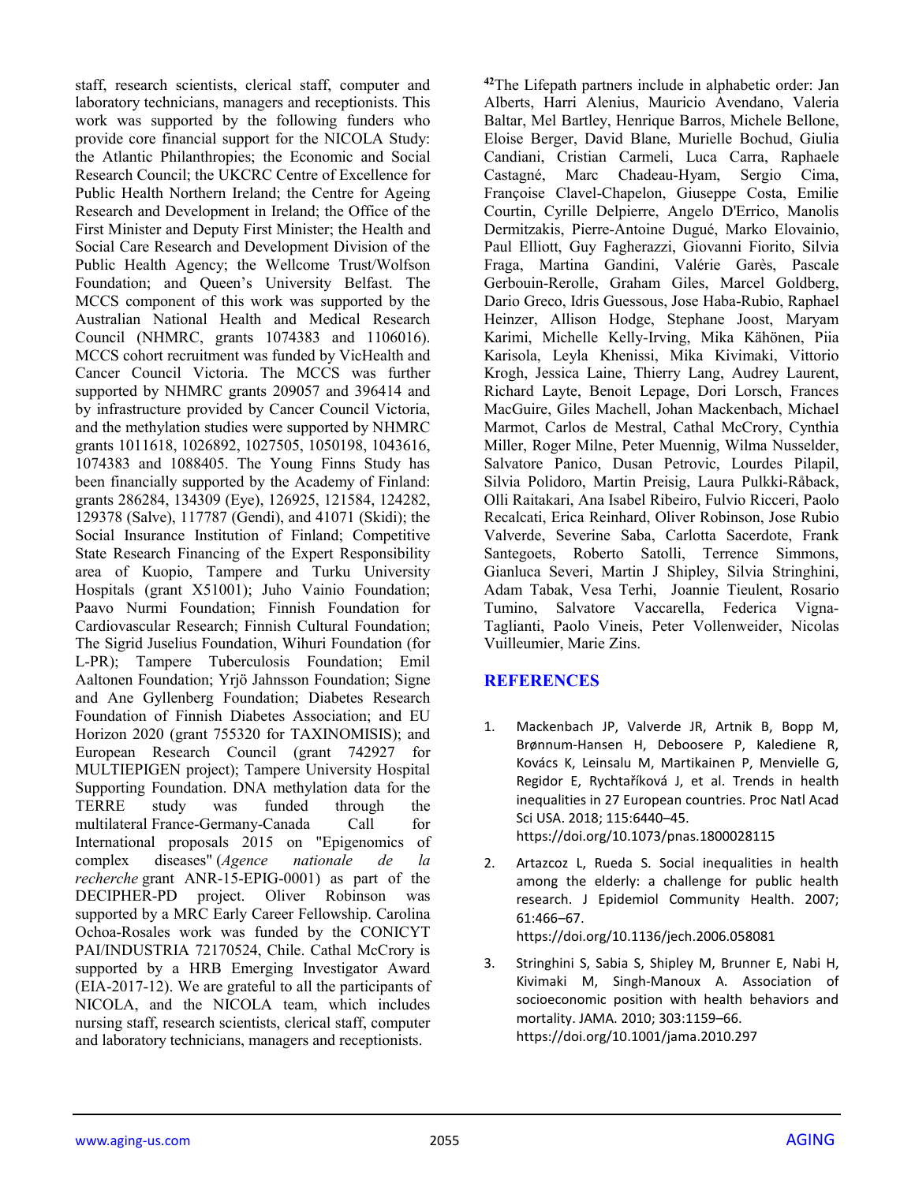staff, research scientists, clerical staff, computer and laboratory technicians, managers and receptionists. This work was supported by the following funders who provide core financial support for the NICOLA Study: the Atlantic Philanthropies; the Economic and Social Research Council; the UKCRC Centre of Excellence for Public Health Northern Ireland; the Centre for Ageing Research and Development in Ireland; the Office of the First Minister and Deputy First Minister; the Health and Social Care Research and Development Division of the Public Health Agency; the Wellcome Trust/Wolfson Foundation; and Queen's University Belfast. The MCCS component of this work was supported by the Australian National Health and Medical Research Council (NHMRC, grants 1074383 and 1106016). MCCS cohort recruitment was funded by VicHealth and Cancer Council Victoria. The MCCS was further supported by NHMRC grants 209057 and 396414 and by infrastructure provided by Cancer Council Victoria, and the methylation studies were supported by NHMRC grants 1011618, 1026892, 1027505, 1050198, 1043616, 1074383 and 1088405. The Young Finns Study has been financially supported by the Academy of Finland: grants 286284, 134309 (Eye), 126925, 121584, 124282, 129378 (Salve), 117787 (Gendi), and 41071 (Skidi); the Social Insurance Institution of Finland; Competitive State Research Financing of the Expert Responsibility area of Kuopio, Tampere and Turku University Hospitals (grant X51001); Juho Vainio Foundation; Paavo Nurmi Foundation; Finnish Foundation for Cardiovascular Research; Finnish Cultural Foundation; The Sigrid Juselius Foundation, Wihuri Foundation (for L-PR); Tampere Tuberculosis Foundation; Emil Aaltonen Foundation; Yrjö Jahnsson Foundation; Signe and Ane Gyllenberg Foundation; Diabetes Research Foundation of Finnish Diabetes Association; and EU Horizon 2020 (grant 755320 for TAXINOMISIS); and European Research Council (grant 742927 for MULTIEPIGEN project); Tampere University Hospital Supporting Foundation. DNA methylation data for the TERRE study was funded through the multilateral France-Germany-Canada Call for International proposals 2015 on "Epigenomics of complex diseases" (*Agence nationale de la recherche* grant ANR-15-EPIG-0001) as part of the DECIPHER-PD project. Oliver Robinson was supported by a MRC Early Career Fellowship. Carolina Ochoa-Rosales work was funded by the CONICYT PAI/INDUSTRIA 72170524, Chile. Cathal McCrory is supported by a HRB Emerging Investigator Award (EIA-2017-12). We are grateful to all the participants of NICOLA, and the NICOLA team, which includes nursing staff, research scientists, clerical staff, computer and laboratory technicians, managers and receptionists.

[42]The Lifepath partners include in alphabetic order: Jan Alberts, Harri Alenius, Mauricio Avendano, Valeria Baltar, Mel Bartley, Henrique Barros, Michele Bellone, Eloise Berger, David Blane, Murielle Bochud, Giulia Candiani, Cristian Carmeli, Luca Carra, Raphaele Castagné, Marc Chadeau-Hyam, Sergio Cima, Françoise Clavel-Chapelon, Giuseppe Costa, Emilie Courtin, Cyrille Delpierre, Angelo D'Errico, Manolis Dermitzakis, Pierre-Antoine Dugué, Marko Elovainio, Paul Elliott, Guy Fagherazzi, Giovanni Fiorito, Silvia Fraga, Martina Gandini, Valérie Garès, Pascale Gerbouin-Rerolle, Graham Giles, Marcel Goldberg, Dario Greco, Idris Guessous, Jose Haba-Rubio, Raphael Heinzer, Allison Hodge, Stephane Joost, Maryam Karimi, Michelle Kelly-Irving, Mika Kähönen, Piia Karisola, Leyla Khenissi, Mika Kivimaki, Vittorio Krogh, Jessica Laine, Thierry Lang, Audrey Laurent, Richard Layte, Benoit Lepage, Dori Lorsch, Frances MacGuire, Giles Machell, Johan Mackenbach, Michael Marmot, Carlos de Mestral, Cathal McCrory, Cynthia Miller, Roger Milne, Peter Muennig, Wilma Nusselder, Salvatore Panico, Dusan Petrovic, Lourdes Pilapil, Silvia Polidoro, Martin Preisig, Laura Pulkki-Råback, Olli Raitakari, Ana Isabel Ribeiro, Fulvio Ricceri, Paolo Recalcati, Erica Reinhard, Oliver Robinson, Jose Rubio Valverde, Severine Saba, Carlotta Sacerdote, Frank Santegoets, Roberto Satolli, Terrence Simmons, Gianluca Severi, Martin J Shipley, Silvia Stringhini, Adam Tabak, Vesa Terhi, Joannie Tieulent, Rosario Tumino, Salvatore Vaccarella, Federica Vigna-Taglianti, Paolo Vineis, Peter Vollenweider, Nicolas Vuilleumier, Marie Zins.

## REFERENCES

1. Mackenbach JP, Valverde JR, Artnik B, Bopp M, Brønnum-Hansen H, Deboosere P, Kalediene R, Kovács K, Leinsalu M, Martikainen P, Menvielle G, Regidor E, Rychtaříková J, et al. Trends in health inequalities in 27 European countries. Proc Natl Acad Sci USA. 2018; 115:6440–45. https://doi.org/10.1073/pnas.1800028115

2. Artazcoz L, Rueda S. Social inequalities in health among the elderly: a challenge for public health research. J Epidemiol Community Health. 2007; 61:466–67. https://doi.org/10.1136/jech.2006.058081

3. Stringhini S, Sabia S, Shipley M, Brunner E, Nabi H, Kivimaki M, Singh-Manoux A. Association of socioeconomic position with health behaviors and mortality. JAMA. 2010; 303:1159–66. https://doi.org/10.1001/jama.2010.297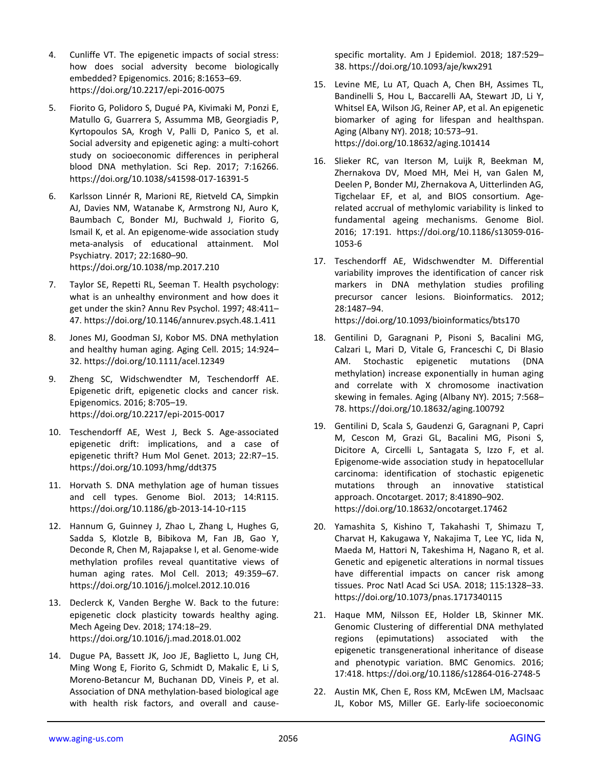4. Cunliffe VT. The epigenetic impacts of social stress: how does social adversity become biologically embedded? Epigenomics. 2016; 8:1653–69. https://doi.org/10.2217/epi-2016-0075

5. Fiorito G, Polidoro S, Dugué PA, Kivimaki M, Ponzi E, Matullo G, Guarrera S, Assumma MB, Georgiadis P, Kyrtopoulos SA, Krogh V, Palli D, Panico S, et al. Social adversity and epigenetic aging: a multi-cohort study on socioeconomic differences in peripheral blood DNA methylation. Sci Rep. 2017; 7:16266. https://doi.org/10.1038/s41598-017-16391-5

6. Karlsson Linnér R, Marioni RE, Rietveld CA, Simpkin AJ, Davies NM, Watanabe K, Armstrong NJ, Auro K, Baumbach C, Bonder MJ, Buchwald J, Fiorito G, Ismail K, et al. An epigenome-wide association study meta-analysis of educational attainment. Mol Psychiatry. 2017; 22:1680–90. https://doi.org/10.1038/mp.2017.210

7. Taylor SE, Repetti RL, Seeman T. Health psychology: what is an unhealthy environment and how does it get under the skin? Annu Rev Psychol. 1997; 48:411–47. https://doi.org/10.1146/annurev.psych.48.1.411

8. Jones MJ, Goodman SJ, Kobor MS. DNA methylation and healthy human aging. Aging Cell. 2015; 14:924–32. https://doi.org/10.1111/acel.12349

9. Zheng SC, Widschwendter M, Teschendorff AE. Epigenetic drift, epigenetic clocks and cancer risk. Epigenomics. 2016; 8:705–19. https://doi.org/10.2217/epi-2015-0017

10. Teschendorff AE, West J, Beck S. Age-associated epigenetic drift: implications, and a case of epigenetic thrift? Hum Mol Genet. 2013; 22:R7–15. https://doi.org/10.1093/hmg/ddt375

11. Horvath S. DNA methylation age of human tissues and cell types. Genome Biol. 2013; 14:R115. https://doi.org/10.1186/gb-2013-14-10-r115

12. Hannum G, Guinney J, Zhao L, Zhang L, Hughes G, Sadda S, Klotzle B, Bibikova M, Fan JB, Gao Y, Deconde R, Chen M, Rajapakse I, et al. Genome-wide methylation profiles reveal quantitative views of human aging rates. Mol Cell. 2013; 49:359–67. https://doi.org/10.1016/j.molcel.2012.10.016

13. Declerck K, Vanden Berghe W. Back to the future: epigenetic clock plasticity towards healthy aging. Mech Ageing Dev. 2018; 174:18–29. https://doi.org/10.1016/j.mad.2018.01.002

14. Dugue PA, Bassett JK, Joo JE, Baglietto L, Jung CH, Ming Wong E, Fiorito G, Schmidt D, Makalic E, Li S, Moreno-Betancur M, Buchanan DD, Vineis P, et al. Association of DNA methylation-based biological age with health risk factors, and overall and cause-specific mortality. Am J Epidemiol. 2018; 187:529–38. https://doi.org/10.1093/aje/kwx291

15. Levine ME, Lu AT, Quach A, Chen BH, Assimes TL, Bandinelli S, Hou L, Baccarelli AA, Stewart JD, Li Y, Whitsel EA, Wilson JG, Reiner AP, et al. An epigenetic biomarker of aging for lifespan and healthspan. Aging (Albany NY). 2018; 10:573–91. https://doi.org/10.18632/aging.101414

16. Slieker RC, van Iterson M, Luijk R, Beekman M, Zhernakova DV, Moed MH, Mei H, van Galen M, Deelen P, Bonder MJ, Zhernakova A, Uitterlinden AG, Tigchelaar EF, et al, and BIOS consortium. Age-related accrual of methylomic variability is linked to fundamental ageing mechanisms. Genome Biol. 2016; 17:191. https://doi.org/10.1186/s13059-016-1053-6

17. Teschendorff AE, Widschwendter M. Differential variability improves the identification of cancer risk markers in DNA methylation studies profiling precursor cancer lesions. Bioinformatics. 2012; 28:1487–94. https://doi.org/10.1093/bioinformatics/bts170

18. Gentilini D, Garagnani P, Pisoni S, Bacalini MG, Calzari L, Mari D, Vitale G, Franceschi C, Di Blasio AM. Stochastic epigenetic mutations (DNA methylation) increase exponentially in human aging and correlate with X chromosome inactivation skewing in females. Aging (Albany NY). 2015; 7:568–78. https://doi.org/10.18632/aging.100792

19. Gentilini D, Scala S, Gaudenzi G, Garagnani P, Capri M, Cescon M, Grazi GL, Bacalini MG, Pisoni S, Dicitore A, Circelli L, Santagata S, Izzo F, et al. Epigenome-wide association study in hepatocellular carcinoma: identification of stochastic epigenetic mutations through an innovative statistical approach. Oncotarget. 2017; 8:41890–902. https://doi.org/10.18632/oncotarget.17462

20. Yamashita S, Kishino T, Takahashi T, Shimazu T, Charvat H, Kakugawa Y, Nakajima T, Lee YC, Iida N, Maeda M, Hattori N, Takeshima H, Nagano R, et al. Genetic and epigenetic alterations in normal tissues have differential impacts on cancer risk among tissues. Proc Natl Acad Sci USA. 2018; 115:1328–33. https://doi.org/10.1073/pnas.1717340115

21. Haque MM, Nilsson EE, Holder LB, Skinner MK. Genomic Clustering of differential DNA methylated regions (epimutations) associated with the epigenetic transgenerational inheritance of disease and phenotypic variation. BMC Genomics. 2016; 17:418. https://doi.org/10.1186/s12864-016-2748-5

22. Austin MK, Chen E, Ross KM, McEwen LM, MacIsaac JL, Kobor MS, Miller GE. Early-life socioeconomic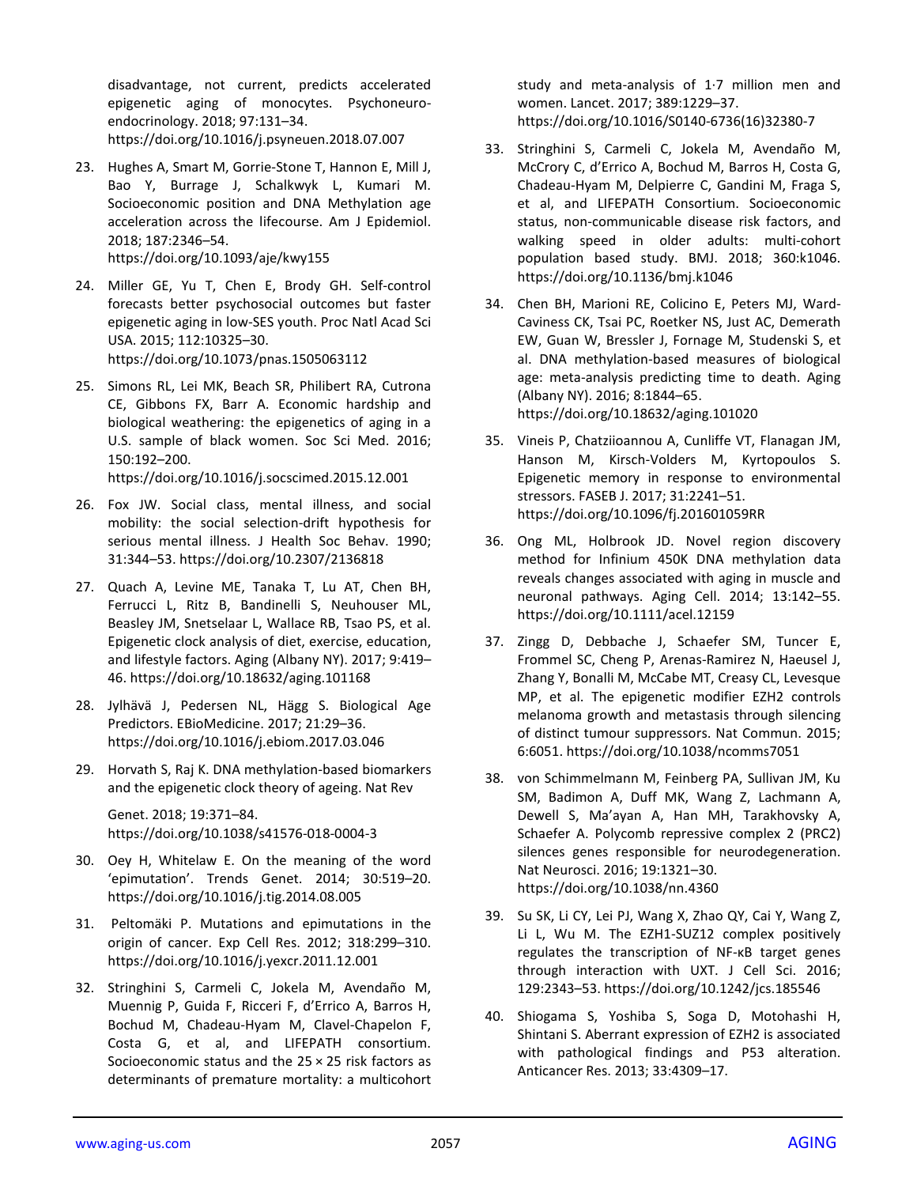disadvantage, not current, predicts accelerated epigenetic aging of monocytes. Psychoneuroendocrinology. 2018; 97:131–34. https://doi.org/10.1016/j.psyneuen.2018.07.007

23. Hughes A, Smart M, Gorrie-Stone T, Hannon E, Mill J, Bao Y, Burrage J, Schalkwyk L, Kumari M. Socioeconomic position and DNA Methylation age acceleration across the lifecourse. Am J Epidemiol. 2018; 187:2346–54. https://doi.org/10.1093/aje/kwy155

24. Miller GE, Yu T, Chen E, Brody GH. Self-control forecasts better psychosocial outcomes but faster epigenetic aging in low-SES youth. Proc Natl Acad Sci USA. 2015; 112:10325–30. https://doi.org/10.1073/pnas.1505063112

25. Simons RL, Lei MK, Beach SR, Philibert RA, Cutrona CE, Gibbons FX, Barr A. Economic hardship and biological weathering: the epigenetics of aging in a U.S. sample of black women. Soc Sci Med. 2016; 150:192–200. https://doi.org/10.1016/j.socscimed.2015.12.001

26. Fox JW. Social class, mental illness, and social mobility: the social selection-drift hypothesis for serious mental illness. J Health Soc Behav. 1990; 31:344–53. https://doi.org/10.2307/2136818

27. Quach A, Levine ME, Tanaka T, Lu AT, Chen BH, Ferrucci L, Ritz B, Bandinelli S, Neuhouser ML, Beasley JM, Snetselaar L, Wallace RB, Tsao PS, et al. Epigenetic clock analysis of diet, exercise, education, and lifestyle factors. Aging (Albany NY). 2017; 9:419–46. https://doi.org/10.18632/aging.101168

28. Jylhävä J, Pedersen NL, Hägg S. Biological Age Predictors. EBioMedicine. 2017; 21:29–36. https://doi.org/10.1016/j.ebiom.2017.03.046

29. Horvath S, Raj K. DNA methylation-based biomarkers and the epigenetic clock theory of ageing. Nat Rev Genet. 2018; 19:371–84. https://doi.org/10.1038/s41576-018-0004-3

30. Oey H, Whitelaw E. On the meaning of the word 'epimutation'. Trends Genet. 2014; 30:519–20. https://doi.org/10.1016/j.tig.2014.08.005

31. Peltomäki P. Mutations and epimutations in the origin of cancer. Exp Cell Res. 2012; 318:299–310. https://doi.org/10.1016/j.yexcr.2011.12.001

32. Stringhini S, Carmeli C, Jokela M, Avendaño M, Muennig P, Guida F, Ricceri F, d'Errico A, Barros H, Bochud M, Chadeau-Hyam M, Clavel-Chapelon F, Costa G, et al, and LIFEPATH consortium. Socioeconomic status and the 25 × 25 risk factors as determinants of premature mortality: a multicohort study and meta-analysis of 1·7 million men and women. Lancet. 2017; 389:1229–37. https://doi.org/10.1016/S0140-6736(16)32380-7

33. Stringhini S, Carmeli C, Jokela M, Avendaño M, McCrory C, d'Errico A, Bochud M, Barros H, Costa G, Chadeau-Hyam M, Delpierre C, Gandini M, Fraga S, et al, and LIFEPATH Consortium. Socioeconomic status, non-communicable disease risk factors, and walking speed in older adults: multi-cohort population based study. BMJ. 2018; 360:k1046. https://doi.org/10.1136/bmj.k1046

34. Chen BH, Marioni RE, Colicino E, Peters MJ, Ward-Caviness CK, Tsai PC, Roetker NS, Just AC, Demerath EW, Guan W, Bressler J, Fornage M, Studenski S, et al. DNA methylation-based measures of biological age: meta-analysis predicting time to death. Aging (Albany NY). 2016; 8:1844–65. https://doi.org/10.18632/aging.101020

35. Vineis P, Chatziioannou A, Cunliffe VT, Flanagan JM, Hanson M, Kirsch-Volders M, Kyrtopoulos S. Epigenetic memory in response to environmental stressors. FASEB J. 2017; 31:2241–51. https://doi.org/10.1096/fj.201601059RR

36. Ong ML, Holbrook JD. Novel region discovery method for Infinium 450K DNA methylation data reveals changes associated with aging in muscle and neuronal pathways. Aging Cell. 2014; 13:142–55. https://doi.org/10.1111/acel.12159

37. Zingg D, Debbache J, Schaefer SM, Tuncer E, Frommel SC, Cheng P, Arenas-Ramirez N, Haeusel J, Zhang Y, Bonalli M, McCabe MT, Creasy CL, Levesque MP, et al. The epigenetic modifier EZH2 controls melanoma growth and metastasis through silencing of distinct tumour suppressors. Nat Commun. 2015; 6:6051. https://doi.org/10.1038/ncomms7051

38. von Schimmelmann M, Feinberg PA, Sullivan JM, Ku SM, Badimon A, Duff MK, Wang Z, Lachmann A, Dewell S, Ma'ayan A, Han MH, Tarakhovsky A, Schaefer A. Polycomb repressive complex 2 (PRC2) silences genes responsible for neurodegeneration. Nat Neurosci. 2016; 19:1321–30. https://doi.org/10.1038/nn.4360

39. Su SK, Li CY, Lei PJ, Wang X, Zhao QY, Cai Y, Wang Z, Li L, Wu M. The EZH1-SUZ12 complex positively regulates the transcription of NF-κB target genes through interaction with UXT. J Cell Sci. 2016; 129:2343–53. https://doi.org/10.1242/jcs.185546

40. Shiogama S, Yoshiba S, Soga D, Motohashi H, Shintani S. Aberrant expression of EZH2 is associated with pathological findings and P53 alteration. Anticancer Res. 2013; 33:4309–17.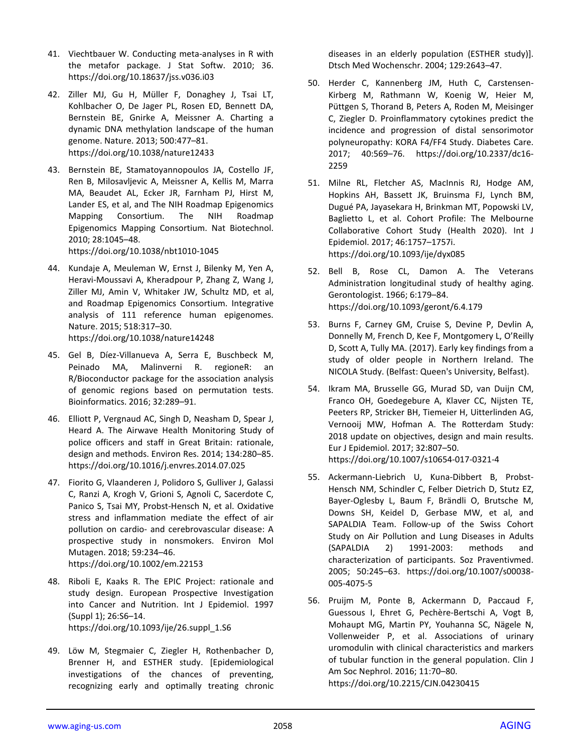41. Viechtbauer W. Conducting meta-analyses in R with the metafor package. J Stat Softw. 2010; 36. https://doi.org/10.18637/jss.v036.i03

42. Ziller MJ, Gu H, Müller F, Donaghey J, Tsai LT, Kohlbacher O, De Jager PL, Rosen ED, Bennett DA, Bernstein BE, Gnirke A, Meissner A. Charting a dynamic DNA methylation landscape of the human genome. Nature. 2013; 500:477–81. https://doi.org/10.1038/nature12433

43. Bernstein BE, Stamatoyannopoulos JA, Costello JF, Ren B, Milosavljevic A, Meissner A, Kellis M, Marra MA, Beaudet AL, Ecker JR, Farnham PJ, Hirst M, Lander ES, et al, and The NIH Roadmap Epigenomics Mapping Consortium. The NIH Roadmap Epigenomics Mapping Consortium. Nat Biotechnol. 2010; 28:1045–48. https://doi.org/10.1038/nbt1010-1045

44. Kundaje A, Meuleman W, Ernst J, Bilenky M, Yen A, Heravi-Moussavi A, Kheradpour P, Zhang Z, Wang J, Ziller MJ, Amin V, Whitaker JW, Schultz MD, et al, and Roadmap Epigenomics Consortium. Integrative analysis of 111 reference human epigenomes. Nature. 2015; 518:317–30. https://doi.org/10.1038/nature14248

45. Gel B, Díez-Villanueva A, Serra E, Buschbeck M, Peinado MA, Malinverni R. regioneR: an R/Bioconductor package for the association analysis of genomic regions based on permutation tests. Bioinformatics. 2016; 32:289–91.

46. Elliott P, Vergnaud AC, Singh D, Neasham D, Spear J, Heard A. The Airwave Health Monitoring Study of police officers and staff in Great Britain: rationale, design and methods. Environ Res. 2014; 134:280–85. https://doi.org/10.1016/j.envres.2014.07.025

47. Fiorito G, Vlaanderen J, Polidoro S, Gulliver J, Galassi C, Ranzi A, Krogh V, Grioni S, Agnoli C, Sacerdote C, Panico S, Tsai MY, Probst-Hensch N, et al. Oxidative stress and inflammation mediate the effect of air pollution on cardio- and cerebrovascular disease: A prospective study in nonsmokers. Environ Mol Mutagen. 2018; 59:234–46. https://doi.org/10.1002/em.22153

48. Riboli E, Kaaks R. The EPIC Project: rationale and study design. European Prospective Investigation into Cancer and Nutrition. Int J Epidemiol. 1997 (Suppl 1); 26:S6–14. https://doi.org/10.1093/ije/26.suppl_1.S6

49. Löw M, Stegmaier C, Ziegler H, Rothenbacher D, Brenner H, and ESTHER study. [Epidemiological investigations of the chances of preventing, recognizing early and optimally treating chronic diseases in an elderly population (ESTHER study)]. Dtsch Med Wochenschr. 2004; 129:2643–47.

50. Herder C, Kannenberg JM, Huth C, Carstensen-Kirberg M, Rathmann W, Koenig W, Heier M, Püttgen S, Thorand B, Peters A, Roden M, Meisinger C, Ziegler D. Proinflammatory cytokines predict the incidence and progression of distal sensorimotor polyneuropathy: KORA F4/FF4 Study. Diabetes Care. 2017; 40:569–76. https://doi.org/10.2337/dc16-2259

51. Milne RL, Fletcher AS, MacInnis RJ, Hodge AM, Hopkins AH, Bassett JK, Bruinsma FJ, Lynch BM, Dugué PA, Jayasekara H, Brinkman MT, Popowski LV, Baglietto L, et al. Cohort Profile: The Melbourne Collaborative Cohort Study (Health 2020). Int J Epidemiol. 2017; 46:1757–1757i. https://doi.org/10.1093/ije/dyx085

52. Bell B, Rose CL, Damon A. The Veterans Administration longitudinal study of healthy aging. Gerontologist. 1966; 6:179–84. https://doi.org/10.1093/geront/6.4.179

53. Burns F, Carney GM, Cruise S, Devine P, Devlin A, Donnelly M, French D, Kee F, Montgomery L, O'Reilly D, Scott A, Tully MA. (2017). Early key findings from a study of older people in Northern Ireland. The NICOLA Study. (Belfast: Queen's University, Belfast).

54. Ikram MA, Brusselle GG, Murad SD, van Duijn CM, Franco OH, Goedegebure A, Klaver CC, Nijsten TE, Peeters RP, Stricker BH, Tiemeier H, Uitterlinden AG, Vernooij MW, Hofman A. The Rotterdam Study: 2018 update on objectives, design and main results. Eur J Epidemiol. 2017; 32:807–50. https://doi.org/10.1007/s10654-017-0321-4

55. Ackermann-Liebrich U, Kuna-Dibbert B, Probst-Hensch NM, Schindler C, Felber Dietrich D, Stutz EZ, Bayer-Oglesby L, Baum F, Brändli O, Brutsche M, Downs SH, Keidel D, Gerbase MW, et al, and SAPALDIA Team. Follow-up of the Swiss Cohort Study on Air Pollution and Lung Diseases in Adults (SAPALDIA 2) 1991-2003: methods and characterization of participants. Soz Praventivmed. 2005; 50:245–63. https://doi.org/10.1007/s00038-005-4075-5

56. Pruijm M, Ponte B, Ackermann D, Paccaud F, Guessous I, Ehret G, Pechère-Bertschi A, Vogt B, Mohaupt MG, Martin PY, Youhanna SC, Nägele N, Vollenweider P, et al. Associations of urinary uromodulin with clinical characteristics and markers of tubular function in the general population. Clin J Am Soc Nephrol. 2016; 11:70–80. https://doi.org/10.2215/CJN.04230415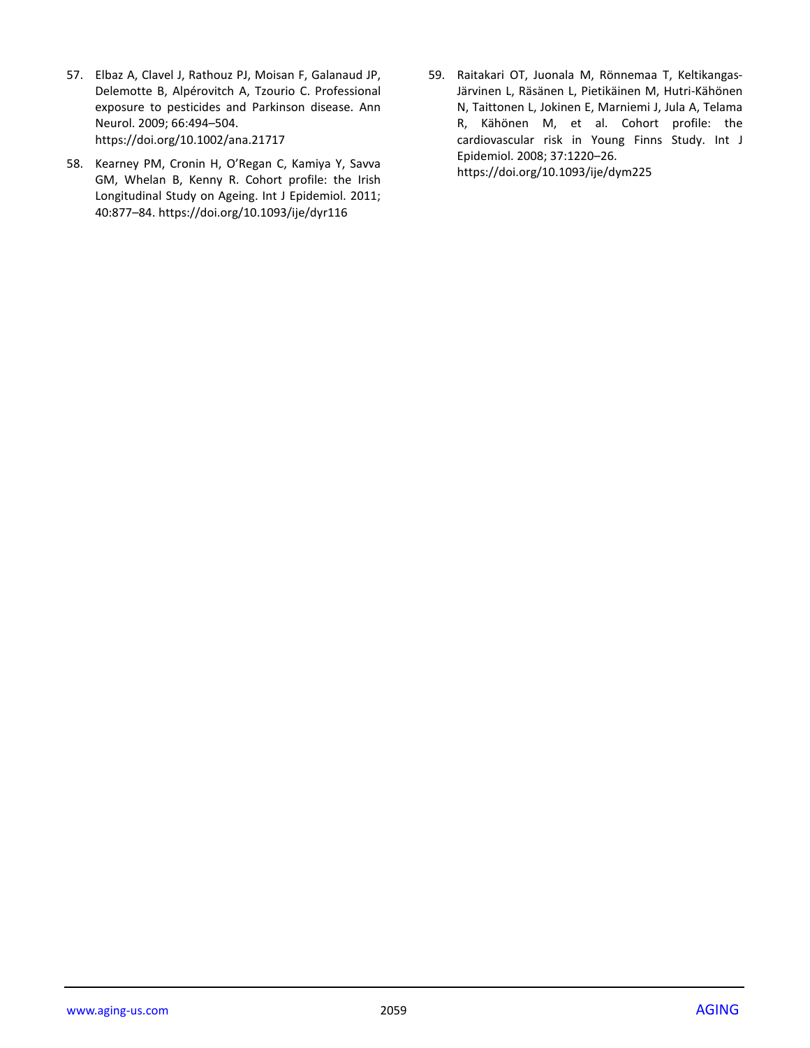57. Elbaz A, Clavel J, Rathouz PJ, Moisan F, Galanaud JP, Delemotte B, Alpérovitch A, Tzourio C. Professional exposure to pesticides and Parkinson disease. Ann Neurol. 2009; 66:494–504. https://doi.org/10.1002/ana.21717

58. Kearney PM, Cronin H, O'Regan C, Kamiya Y, Savva GM, Whelan B, Kenny R. Cohort profile: the Irish Longitudinal Study on Ageing. Int J Epidemiol. 2011; 40:877–84. https://doi.org/10.1093/ije/dyr116

59. Raitakari OT, Juonala M, Rönnemaa T, Keltikangas-Järvinen L, Räsänen L, Pietikäinen M, Hutri-Kähönen N, Taittonen L, Jokinen E, Marniemi J, Jula A, Telama R, Kähönen M, et al. Cohort profile: the cardiovascular risk in Young Finns Study. Int J Epidemiol. 2008; 37:1220–26. https://doi.org/10.1093/ije/dym225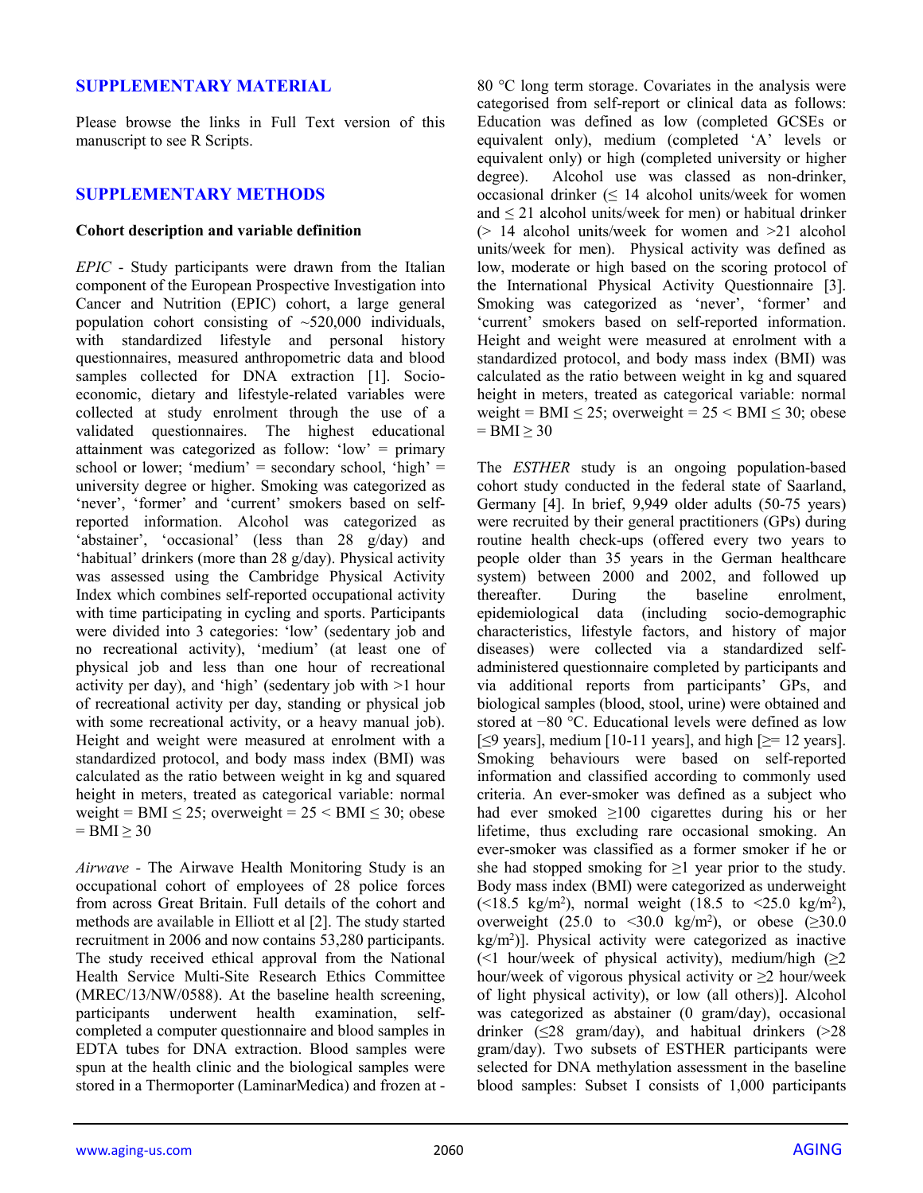## SUPPLEMENTARY MATERIAL

Please browse the links in Full Text version of this manuscript to see R Scripts.

## SUPPLEMENTARY METHODS

### Cohort description and variable definition

*EPIC* - Study participants were drawn from the Italian component of the European Prospective Investigation into Cancer and Nutrition (EPIC) cohort, a large general population cohort consisting of ~520,000 individuals, with standardized lifestyle and personal history questionnaires, measured anthropometric data and blood samples collected for DNA extraction [1]. Socio-economic, dietary and lifestyle-related variables were collected at study enrolment through the use of a validated questionnaires. The highest educational attainment was categorized as follow: 'low' = primary school or lower; 'medium' = secondary school, 'high' = university degree or higher. Smoking was categorized as 'never', 'former' and 'current' smokers based on self-reported information. Alcohol was categorized as 'abstainer', 'occasional' (less than 28 g/day) and 'habitual' drinkers (more than 28 g/day). Physical activity was assessed using the Cambridge Physical Activity Index which combines self-reported occupational activity with time participating in cycling and sports. Participants were divided into 3 categories: 'low' (sedentary job and no recreational activity), 'medium' (at least one of physical job and less than one hour of recreational activity per day), and 'high' (sedentary job with >1 hour of recreational activity per day, standing or physical job with some recreational activity, or a heavy manual job). Height and weight were measured at enrolment with a standardized protocol, and body mass index (BMI) was calculated as the ratio between weight in kg and squared height in meters, treated as categorical variable: normal weight = BMI ≤ 25; overweight = 25 < BMI ≤ 30; obese = BMI ≥ 30

*Airwave* - The Airwave Health Monitoring Study is an occupational cohort of employees of 28 police forces from across Great Britain. Full details of the cohort and methods are available in Elliott et al [2]. The study started recruitment in 2006 and now contains 53,280 participants. The study received ethical approval from the National Health Service Multi-Site Research Ethics Committee (MREC/13/NW/0588). At the baseline health screening, participants underwent health examination, self-completed a computer questionnaire and blood samples in EDTA tubes for DNA extraction. Blood samples were spun at the health clinic and the biological samples were stored in a Thermoporter (LaminarMedica) and frozen at -80 °C long term storage. Covariates in the analysis were categorised from self-report or clinical data as follows: Education was defined as low (completed GCSEs or equivalent only), medium (completed 'A' levels or equivalent only) or high (completed university or higher degree). Alcohol use was classed as non-drinker, occasional drinker (≤ 14 alcohol units/week for women and ≤ 21 alcohol units/week for men) or habitual drinker (> 14 alcohol units/week for women and >21 alcohol units/week for men). Physical activity was defined as low, moderate or high based on the scoring protocol of the International Physical Activity Questionnaire [3]. Smoking was categorized as 'never', 'former' and 'current' smokers based on self-reported information. Height and weight were measured at enrolment with a standardized protocol, and body mass index (BMI) was calculated as the ratio between weight in kg and squared height in meters, treated as categorical variable: normal weight = BMI ≤ 25; overweight = 25 < BMI ≤ 30; obese = BMI ≥ 30

The *ESTHER* study is an ongoing population-based cohort study conducted in the federal state of Saarland, Germany [4]. In brief, 9,949 older adults (50-75 years) were recruited by their general practitioners (GPs) during routine health check-ups (offered every two years to people older than 35 years in the German healthcare system) between 2000 and 2002, and followed up thereafter. During the baseline enrolment, epidemiological data (including socio-demographic characteristics, lifestyle factors, and history of major diseases) were collected via a standardized self-administered questionnaire completed by participants and via additional reports from participants' GPs, and biological samples (blood, stool, urine) were obtained and stored at −80 °C. Educational levels were defined as low [≤9 years], medium [10-11 years], and high [>= 12 years]. Smoking behaviours were based on self-reported information and classified according to commonly used criteria. An ever-smoker was defined as a subject who had ever smoked ≥100 cigarettes during his or her lifetime, thus excluding rare occasional smoking. An ever-smoker was classified as a former smoker if he or she had stopped smoking for ≥1 year prior to the study. Body mass index (BMI) were categorized as underweight (<18.5 kg/m$^2$), normal weight (18.5 to <25.0 kg/m$^2$), overweight (25.0 to <30.0 kg/m$^2$), or obese (≥30.0 kg/m$^2$)]. Physical activity were categorized as inactive (<1 hour/week of physical activity), medium/high (≥2 hour/week of vigorous physical activity or ≥2 hour/week of light physical activity), or low (all others)]. Alcohol was categorized as abstainer (0 gram/day), occasional drinker (≤28 gram/day), and habitual drinkers (>28 gram/day). Two subsets of ESTHER participants were selected for DNA methylation assessment in the baseline blood samples: Subset I consists of 1,000 participants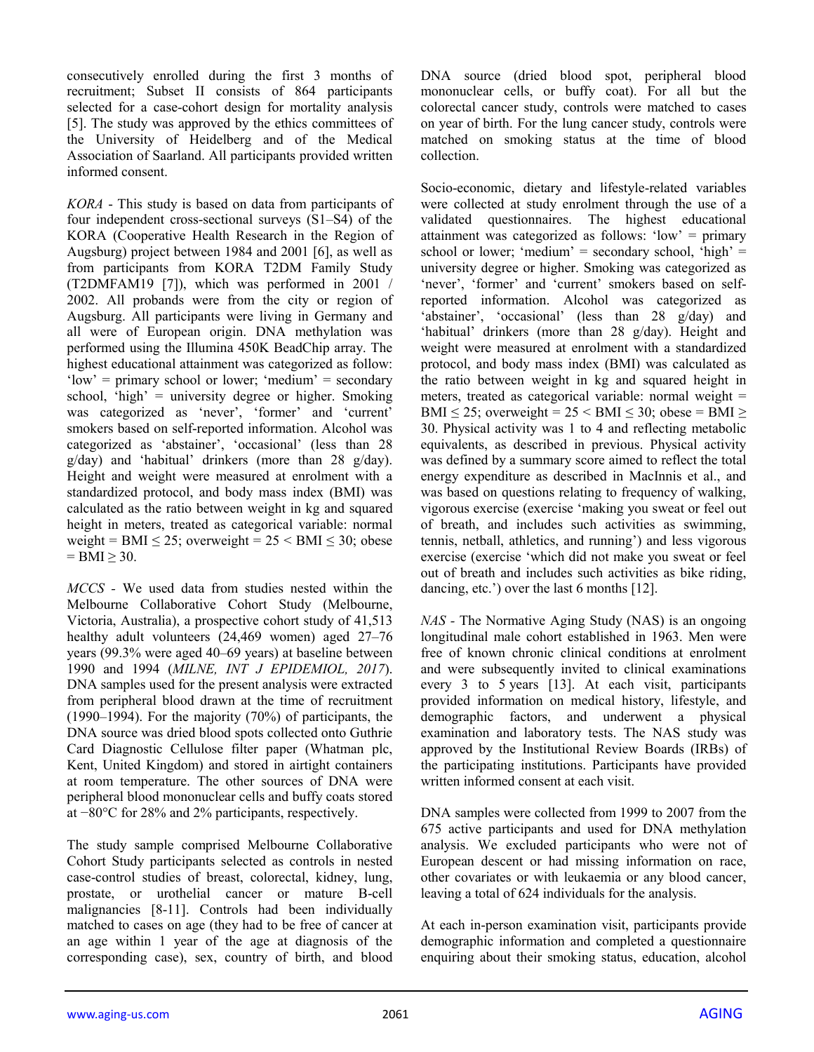consecutively enrolled during the first 3 months of recruitment; Subset II consists of 864 participants selected for a case-cohort design for mortality analysis [5]. The study was approved by the ethics committees of the University of Heidelberg and of the Medical Association of Saarland. All participants provided written informed consent.

*KORA* - This study is based on data from participants of four independent cross-sectional surveys (S1–S4) of the KORA (Cooperative Health Research in the Region of Augsburg) project between 1984 and 2001 [6], as well as from participants from KORA T2DM Family Study (T2DMFAM19 [7]), which was performed in 2001 / 2002. All probands were from the city or region of Augsburg. All participants were living in Germany and all were of European origin. DNA methylation was performed using the Illumina 450K BeadChip array. The highest educational attainment was categorized as follow: 'low' = primary school or lower; 'medium' = secondary school, 'high' = university degree or higher. Smoking was categorized as 'never', 'former' and 'current' smokers based on self-reported information. Alcohol was categorized as 'abstainer', 'occasional' (less than 28 g/day) and 'habitual' drinkers (more than 28 g/day). Height and weight were measured at enrolment with a standardized protocol, and body mass index (BMI) was calculated as the ratio between weight in kg and squared height in meters, treated as categorical variable: normal weight = BMI ≤ 25; overweight = 25 < BMI ≤ 30; obese = BMI ≥ 30.

*MCCS* - We used data from studies nested within the Melbourne Collaborative Cohort Study (Melbourne, Victoria, Australia), a prospective cohort study of 41,513 healthy adult volunteers (24,469 women) aged 27–76 years (99.3% were aged 40–69 years) at baseline between 1990 and 1994 (*MILNE, INT J EPIDEMIOL, 2017*). DNA samples used for the present analysis were extracted from peripheral blood drawn at the time of recruitment (1990–1994). For the majority (70%) of participants, the DNA source was dried blood spots collected onto Guthrie Card Diagnostic Cellulose filter paper (Whatman plc, Kent, United Kingdom) and stored in airtight containers at room temperature. The other sources of DNA were peripheral blood mononuclear cells and buffy coats stored at −80°C for 28% and 2% participants, respectively.

The study sample comprised Melbourne Collaborative Cohort Study participants selected as controls in nested case-control studies of breast, colorectal, kidney, lung, prostate, or urothelial cancer or mature B-cell malignancies [8-11]. Controls had been individually matched to cases on age (they had to be free of cancer at an age within 1 year of the age at diagnosis of the corresponding case), sex, country of birth, and blood DNA source (dried blood spot, peripheral blood mononuclear cells, or buffy coat). For all but the colorectal cancer study, controls were matched to cases on year of birth. For the lung cancer study, controls were matched on smoking status at the time of blood collection.

Socio-economic, dietary and lifestyle-related variables were collected at study enrolment through the use of a validated questionnaires. The highest educational attainment was categorized as follows: 'low' = primary school or lower; 'medium' = secondary school, 'high' = university degree or higher. Smoking was categorized as 'never', 'former' and 'current' smokers based on self-reported information. Alcohol was categorized as 'abstainer', 'occasional' (less than 28 g/day) and 'habitual' drinkers (more than 28 g/day). Height and weight were measured at enrolment with a standardized protocol, and body mass index (BMI) was calculated as the ratio between weight in kg and squared height in meters, treated as categorical variable: normal weight = BMI ≤ 25; overweight = 25 < BMI ≤ 30; obese = BMI ≥ 30. Physical activity was 1 to 4 and reflecting metabolic equivalents, as described in previous. Physical activity was defined by a summary score aimed to reflect the total energy expenditure as described in MacInnis et al., and was based on questions relating to frequency of walking, vigorous exercise (exercise 'making you sweat or feel out of breath, and includes such activities as swimming, tennis, netball, athletics, and running') and less vigorous exercise (exercise 'which did not make you sweat or feel out of breath and includes such activities as bike riding, dancing, etc.') over the last 6 months [12].

*NAS* - The Normative Aging Study (NAS) is an ongoing longitudinal male cohort established in 1963. Men were free of known chronic clinical conditions at enrolment and were subsequently invited to clinical examinations every 3 to 5 years [13]. At each visit, participants provided information on medical history, lifestyle, and demographic factors, and underwent a physical examination and laboratory tests. The NAS study was approved by the Institutional Review Boards (IRBs) of the participating institutions. Participants have provided written informed consent at each visit.

DNA samples were collected from 1999 to 2007 from the 675 active participants and used for DNA methylation analysis. We excluded participants who were not of European descent or had missing information on race, other covariates or with leukaemia or any blood cancer, leaving a total of 624 individuals for the analysis.

At each in-person examination visit, participants provide demographic information and completed a questionnaire enquiring about their smoking status, education, alcohol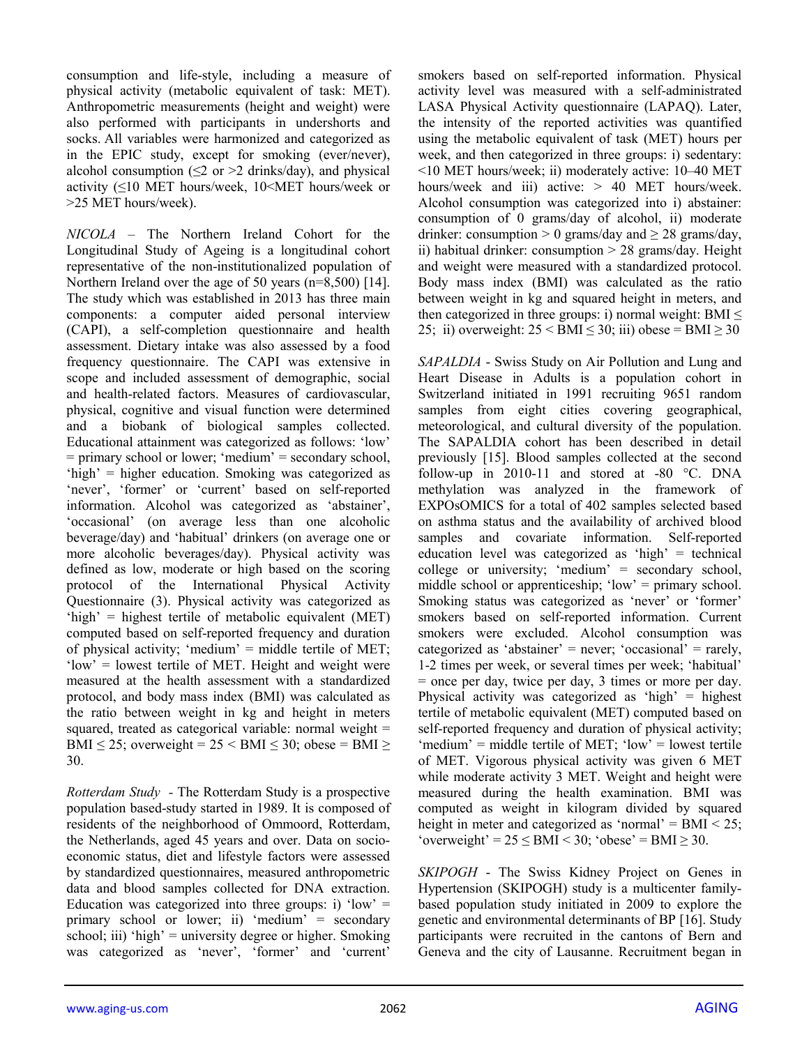consumption and life-style, including a measure of physical activity (metabolic equivalent of task: MET). Anthropometric measurements (height and weight) were also performed with participants in undershorts and socks. All variables were harmonized and categorized as in the EPIC study, except for smoking (ever/never), alcohol consumption (≤2 or >2 drinks/day), and physical activity (≤10 MET hours/week, 10<MET hours/week or >25 MET hours/week).

*NICOLA* – The Northern Ireland Cohort for the Longitudinal Study of Ageing is a longitudinal cohort representative of the non-institutionalized population of Northern Ireland over the age of 50 years (n=8,500) [14]. The study which was established in 2013 has three main components: a computer aided personal interview (CAPI), a self-completion questionnaire and health assessment. Dietary intake was also assessed by a food frequency questionnaire. The CAPI was extensive in scope and included assessment of demographic, social and health-related factors. Measures of cardiovascular, physical, cognitive and visual function were determined and a biobank of biological samples collected. Educational attainment was categorized as follows: 'low' = primary school or lower; 'medium' = secondary school, 'high' = higher education. Smoking was categorized as 'never', 'former' or 'current' based on self-reported information. Alcohol was categorized as 'abstainer', 'occasional' (on average less than one alcoholic beverage/day) and 'habitual' drinkers (on average one or more alcoholic beverages/day). Physical activity was defined as low, moderate or high based on the scoring protocol of the International Physical Activity Questionnaire (3). Physical activity was categorized as 'high' = highest tertile of metabolic equivalent (MET) computed based on self-reported frequency and duration of physical activity; 'medium' = middle tertile of MET; 'low' = lowest tertile of MET. Height and weight were measured at the health assessment with a standardized protocol, and body mass index (BMI) was calculated as the ratio between weight in kg and height in meters squared, treated as categorical variable: normal weight = BMI ≤ 25; overweight = 25 < BMI ≤ 30; obese = BMI ≥ 30.

*Rotterdam Study* - The Rotterdam Study is a prospective population based-study started in 1989. It is composed of residents of the neighborhood of Ommoord, Rotterdam, the Netherlands, aged 45 years and over. Data on socio-economic status, diet and lifestyle factors were assessed by standardized questionnaires, measured anthropometric data and blood samples collected for DNA extraction. Education was categorized into three groups: i) 'low' = primary school or lower; ii) 'medium' = secondary school; iii) 'high' = university degree or higher. Smoking was categorized as 'never', 'former' and 'current' smokers based on self-reported information. Physical activity level was measured with a self-administrated LASA Physical Activity questionnaire (LAPAQ). Later, the intensity of the reported activities was quantified using the metabolic equivalent of task (MET) hours per week, and then categorized in three groups: i) sedentary: <10 MET hours/week; ii) moderately active: 10–40 MET hours/week and iii) active: > 40 MET hours/week. Alcohol consumption was categorized into i) abstainer: consumption of 0 grams/day of alcohol, ii) moderate drinker: consumption > 0 grams/day and ≥ 28 grams/day, ii) habitual drinker: consumption > 28 grams/day. Height and weight were measured with a standardized protocol. Body mass index (BMI) was calculated as the ratio between weight in kg and squared height in meters, and then categorized in three groups: i) normal weight: BMI ≤ 25; ii) overweight: 25 < BMI ≤ 30; iii) obese = BMI ≥ 30

*SAPALDIA* - Swiss Study on Air Pollution and Lung and Heart Disease in Adults is a population cohort in Switzerland initiated in 1991 recruiting 9651 random samples from eight cities covering geographical, meteorological, and cultural diversity of the population. The SAPALDIA cohort has been described in detail previously [15]. Blood samples collected at the second follow-up in 2010-11 and stored at -80 °C. DNA methylation was analyzed in the framework of EXPOsOMICS for a total of 402 samples selected based on asthma status and the availability of archived blood samples and covariate information. Self-reported education level was categorized as 'high' = technical college or university; 'medium' = secondary school, middle school or apprenticeship; 'low' = primary school. Smoking status was categorized as 'never' or 'former' smokers based on self-reported information. Current smokers were excluded. Alcohol consumption was categorized as 'abstainer' = never; 'occasional' = rarely, 1-2 times per week, or several times per week; 'habitual' = once per day, twice per day, 3 times or more per day. Physical activity was categorized as 'high' = highest tertile of metabolic equivalent (MET) computed based on self-reported frequency and duration of physical activity; 'medium' = middle tertile of MET; 'low' = lowest tertile of MET. Vigorous physical activity was given 6 MET while moderate activity 3 MET. Weight and height were measured during the health examination. BMI was computed as weight in kilogram divided by squared height in meter and categorized as 'normal' = BMI < 25; 'overweight' = 25 ≤ BMI < 30; 'obese' = BMI ≥ 30.

*SKIPOGH* - The Swiss Kidney Project on Genes in Hypertension (SKIPOGH) study is a multicenter family-based population study initiated in 2009 to explore the genetic and environmental determinants of BP [16]. Study participants were recruited in the cantons of Bern and Geneva and the city of Lausanne. Recruitment began in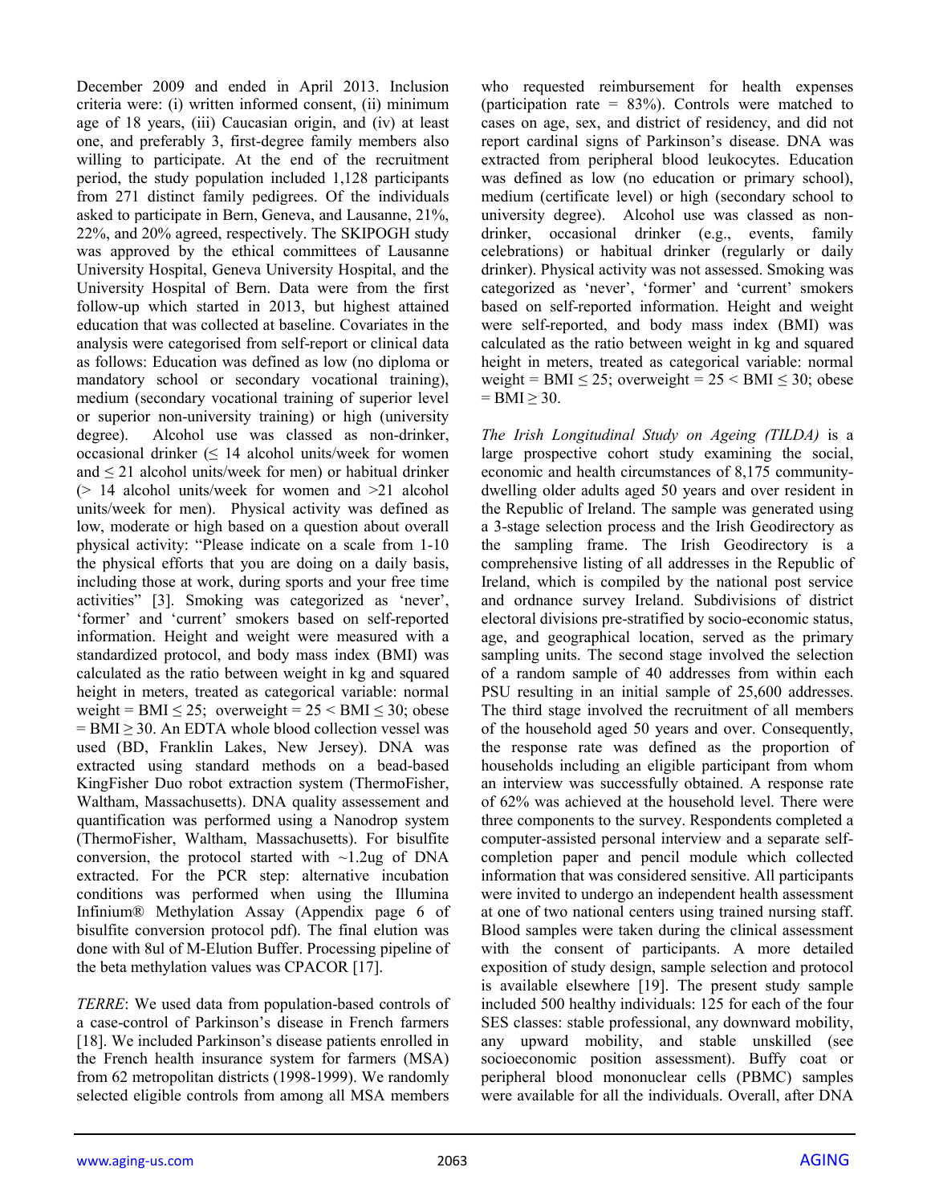December 2009 and ended in April 2013. Inclusion criteria were: (i) written informed consent, (ii) minimum age of 18 years, (iii) Caucasian origin, and (iv) at least one, and preferably 3, first-degree family members also willing to participate. At the end of the recruitment period, the study population included 1,128 participants from 271 distinct family pedigrees. Of the individuals asked to participate in Bern, Geneva, and Lausanne, 21%, 22%, and 20% agreed, respectively. The SKIPOGH study was approved by the ethical committees of Lausanne University Hospital, Geneva University Hospital, and the University Hospital of Bern. Data were from the first follow-up which started in 2013, but highest attained education that was collected at baseline. Covariates in the analysis were categorised from self-report or clinical data as follows: Education was defined as low (no diploma or mandatory school or secondary vocational training), medium (secondary vocational training of superior level or superior non-university training) or high (university degree). Alcohol use was classed as non-drinker, occasional drinker (≤ 14 alcohol units/week for women and ≤ 21 alcohol units/week for men) or habitual drinker (> 14 alcohol units/week for women and >21 alcohol units/week for men). Physical activity was defined as low, moderate or high based on a question about overall physical activity: "Please indicate on a scale from 1-10 the physical efforts that you are doing on a daily basis, including those at work, during sports and your free time activities" [3]. Smoking was categorized as 'never', 'former' and 'current' smokers based on self-reported information. Height and weight were measured with a standardized protocol, and body mass index (BMI) was calculated as the ratio between weight in kg and squared height in meters, treated as categorical variable: normal weight = BMI ≤ 25; overweight = 25 < BMI ≤ 30; obese = BMI ≥ 30. An EDTA whole blood collection vessel was used (BD, Franklin Lakes, New Jersey). DNA was extracted using standard methods on a bead-based KingFisher Duo robot extraction system (ThermoFisher, Waltham, Massachusetts). DNA quality assessement and quantification was performed using a Nanodrop system (ThermoFisher, Waltham, Massachusetts). For bisulfite conversion, the protocol started with ~1.2ug of DNA extracted. For the PCR step: alternative incubation conditions was performed when using the Illumina Infinium® Methylation Assay (Appendix page 6 of bisulfite conversion protocol pdf). The final elution was done with 8ul of M-Elution Buffer. Processing pipeline of the beta methylation values was CPACOR [17].

*TERRE*: We used data from population-based controls of a case-control of Parkinson's disease in French farmers [18]. We included Parkinson's disease patients enrolled in the French health insurance system for farmers (MSA) from 62 metropolitan districts (1998-1999). We randomly selected eligible controls from among all MSA members who requested reimbursement for health expenses (participation rate = 83%). Controls were matched to cases on age, sex, and district of residency, and did not report cardinal signs of Parkinson's disease. DNA was extracted from peripheral blood leukocytes. Education was defined as low (no education or primary school), medium (certificate level) or high (secondary school to university degree). Alcohol use was classed as non-drinker, occasional drinker (e.g., events, family celebrations) or habitual drinker (regularly or daily drinker). Physical activity was not assessed. Smoking was categorized as 'never', 'former' and 'current' smokers based on self-reported information. Height and weight were self-reported, and body mass index (BMI) was calculated as the ratio between weight in kg and squared height in meters, treated as categorical variable: normal weight = BMI ≤ 25; overweight = 25 < BMI ≤ 30; obese = BMI ≥ 30.

*The Irish Longitudinal Study on Ageing (TILDA)* is a large prospective cohort study examining the social, economic and health circumstances of 8,175 community-dwelling older adults aged 50 years and over resident in the Republic of Ireland. The sample was generated using a 3-stage selection process and the Irish Geodirectory as the sampling frame. The Irish Geodirectory is a comprehensive listing of all addresses in the Republic of Ireland, which is compiled by the national post service and ordnance survey Ireland. Subdivisions of district electoral divisions pre-stratified by socio-economic status, age, and geographical location, served as the primary sampling units. The second stage involved the selection of a random sample of 40 addresses from within each PSU resulting in an initial sample of 25,600 addresses. The third stage involved the recruitment of all members of the household aged 50 years and over. Consequently, the response rate was defined as the proportion of households including an eligible participant from whom an interview was successfully obtained. A response rate of 62% was achieved at the household level. There were three components to the survey. Respondents completed a computer-assisted personal interview and a separate self-completion paper and pencil module which collected information that was considered sensitive. All participants were invited to undergo an independent health assessment at one of two national centers using trained nursing staff. Blood samples were taken during the clinical assessment with the consent of participants. A more detailed exposition of study design, sample selection and protocol is available elsewhere [19]. The present study sample included 500 healthy individuals: 125 for each of the four SES classes: stable professional, any downward mobility, any upward mobility, and stable unskilled (see socioeconomic position assessment). Buffy coat or peripheral blood mononuclear cells (PBMC) samples were available for all the individuals. Overall, after DNA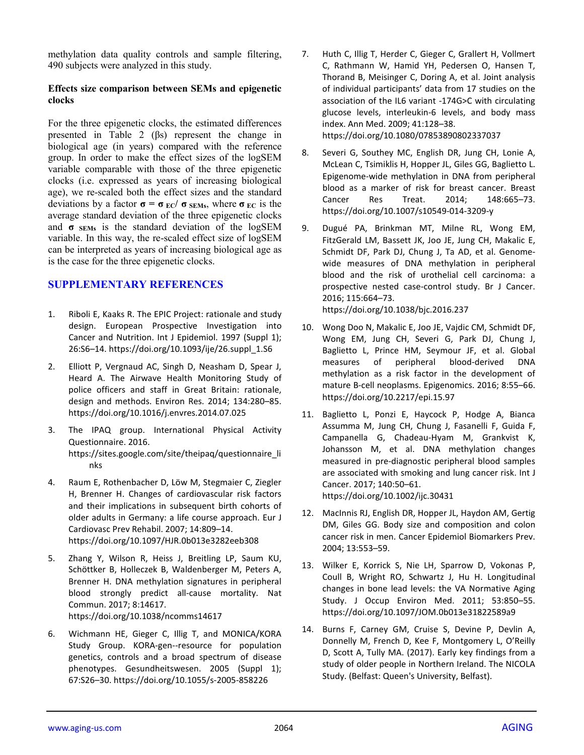methylation data quality controls and sample filtering, 490 subjects were analyzed in this study.

**Effects size comparison between SEMs and epigenetic clocks**

For the three epigenetic clocks, the estimated differences presented in Table 2 (βs) represent the change in biological age (in years) compared with the reference group. In order to make the effect sizes of the logSEM variable comparable with those of the three epigenetic clocks (i.e. expressed as years of increasing biological age), we re-scaled both the effect sizes and the standard deviations by a factor $\sigma = \sigma_{EC} / \sigma_{SEMs}$, where $\sigma_{EC}$ is the average standard deviation of the three epigenetic clocks and $\sigma_{SEMs}$ is the standard deviation of the logSEM variable. In this way, the re-scaled effect size of logSEM can be interpreted as years of increasing biological age as is the case for the three epigenetic clocks.

## SUPPLEMENTARY REFERENCES

1. Riboli E, Kaaks R. The EPIC Project: rationale and study design. European Prospective Investigation into Cancer and Nutrition. Int J Epidemiol. 1997 (Suppl 1); 26:S6–14. https://doi.org/10.1093/ije/26.suppl_1.S6

2. Elliott P, Vergnaud AC, Singh D, Neasham D, Spear J, Heard A. The Airwave Health Monitoring Study of police officers and staff in Great Britain: rationale, design and methods. Environ Res. 2014; 134:280–85. https://doi.org/10.1016/j.envres.2014.07.025

3. The IPAQ group. International Physical Activity Questionnaire. 2016. https://sites.google.com/site/theipaq/questionnaire_links

4. Raum E, Rothenbacher D, Löw M, Stegmaier C, Ziegler H, Brenner H. Changes of cardiovascular risk factors and their implications in subsequent birth cohorts of older adults in Germany: a life course approach. Eur J Cardiovasc Prev Rehabil. 2007; 14:809–14. https://doi.org/10.1097/HJR.0b013e3282eeb308

5. Zhang Y, Wilson R, Heiss J, Breitling LP, Saum KU, Schöttker B, Holleczek B, Waldenberger M, Peters A, Brenner H. DNA methylation signatures in peripheral blood strongly predict all-cause mortality. Nat Commun. 2017; 8:14617. https://doi.org/10.1038/ncomms14617

6. Wichmann HE, Gieger C, Illig T, and MONICA/KORA Study Group. KORA-gen--resource for population genetics, controls and a broad spectrum of disease phenotypes. Gesundheitswesen. 2005 (Suppl 1); 67:S26–30. https://doi.org/10.1055/s-2005-858226

7. Huth C, Illig T, Herder C, Gieger C, Grallert H, Vollmert C, Rathmann W, Hamid YH, Pedersen O, Hansen T, Thorand B, Meisinger C, Doring A, et al. Joint analysis of individual participants' data from 17 studies on the association of the IL6 variant -174G>C with circulating glucose levels, interleukin-6 levels, and body mass index. Ann Med. 2009; 41:128–38. https://doi.org/10.1080/07853890802337037

8. Severi G, Southey MC, English DR, Jung CH, Lonie A, McLean C, Tsimiklis H, Hopper JL, Giles GG, Baglietto L. Epigenome-wide methylation in DNA from peripheral blood as a marker of risk for breast cancer. Breast Cancer Res Treat. 2014; 148:665–73. https://doi.org/10.1007/s10549-014-3209-y

9. Dugué PA, Brinkman MT, Milne RL, Wong EM, FitzGerald LM, Bassett JK, Joo JE, Jung CH, Makalic E, Schmidt DF, Park DJ, Chung J, Ta AD, et al. Genome-wide measures of DNA methylation in peripheral blood and the risk of urothelial cell carcinoma: a prospective nested case-control study. Br J Cancer. 2016; 115:664–73. https://doi.org/10.1038/bjc.2016.237

10. Wong Doo N, Makalic E, Joo JE, Vajdic CM, Schmidt DF, Wong EM, Jung CH, Severi G, Park DJ, Chung J, Baglietto L, Prince HM, Seymour JF, et al. Global measures of peripheral blood-derived DNA methylation as a risk factor in the development of mature B-cell neoplasms. Epigenomics. 2016; 8:55–66. https://doi.org/10.2217/epi.15.97

11. Baglietto L, Ponzi E, Haycock P, Hodge A, Bianca Assumma M, Jung CH, Chung J, Fasanelli F, Guida F, Campanella G, Chadeau-Hyam M, Grankvist K, Johansson M, et al. DNA methylation changes measured in pre-diagnostic peripheral blood samples are associated with smoking and lung cancer risk. Int J Cancer. 2017; 140:50–61. https://doi.org/10.1002/ijc.30431

12. MacInnis RJ, English DR, Hopper JL, Haydon AM, Gertig DM, Giles GG. Body size and composition and colon cancer risk in men. Cancer Epidemiol Biomarkers Prev. 2004; 13:553–59.

13. Wilker E, Korrick S, Nie LH, Sparrow D, Vokonas P, Coull B, Wright RO, Schwartz J, Hu H. Longitudinal changes in bone lead levels: the VA Normative Aging Study. J Occup Environ Med. 2011; 53:850–55. https://doi.org/10.1097/JOM.0b013e31822589a9

14. Burns F, Carney GM, Cruise S, Devine P, Devlin A, Donnelly M, French D, Kee F, Montgomery L, O'Reilly D, Scott A, Tully MA. (2017). Early key findings from a study of older people in Northern Ireland. The NICOLA Study. (Belfast: Queen's University, Belfast).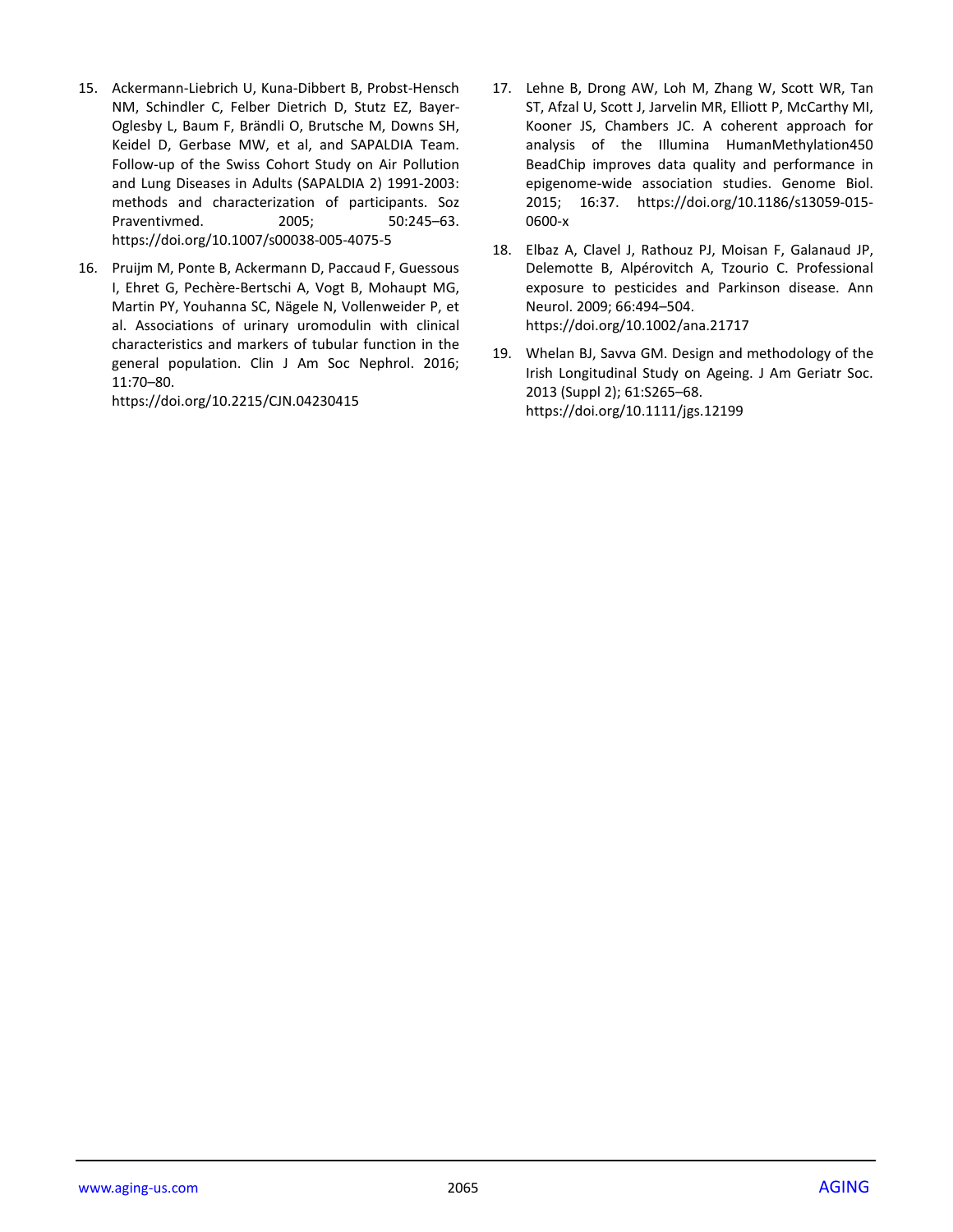15. Ackermann-Liebrich U, Kuna-Dibbert B, Probst-Hensch NM, Schindler C, Felber Dietrich D, Stutz EZ, Bayer-Oglesby L, Baum F, Brändli O, Brutsche M, Downs SH, Keidel D, Gerbase MW, et al, and SAPALDIA Team. Follow-up of the Swiss Cohort Study on Air Pollution and Lung Diseases in Adults (SAPALDIA 2) 1991-2003: methods and characterization of participants. Soz Praventivmed. 2005; 50:245–63. https://doi.org/10.1007/s00038-005-4075-5

16. Pruijm M, Ponte B, Ackermann D, Paccaud F, Guessous I, Ehret G, Pechère-Bertschi A, Vogt B, Mohaupt MG, Martin PY, Youhanna SC, Nägele N, Vollenweider P, et al. Associations of urinary uromodulin with clinical characteristics and markers of tubular function in the general population. Clin J Am Soc Nephrol. 2016; 11:70–80. https://doi.org/10.2215/CJN.04230415

17. Lehne B, Drong AW, Loh M, Zhang W, Scott WR, Tan ST, Afzal U, Scott J, Jarvelin MR, Elliott P, McCarthy MI, Kooner JS, Chambers JC. A coherent approach for analysis of the Illumina HumanMethylation450 BeadChip improves data quality and performance in epigenome-wide association studies. Genome Biol. 2015; 16:37. https://doi.org/10.1186/s13059-015-0600-x

18. Elbaz A, Clavel J, Rathouz PJ, Moisan F, Galanaud JP, Delemotte B, Alpérovitch A, Tzourio C. Professional exposure to pesticides and Parkinson disease. Ann Neurol. 2009; 66:494–504. https://doi.org/10.1002/ana.21717

19. Whelan BJ, Savva GM. Design and methodology of the Irish Longitudinal Study on Ageing. J Am Geriatr Soc. 2013 (Suppl 2); 61:S265–68. https://doi.org/10.1111/jgs.12199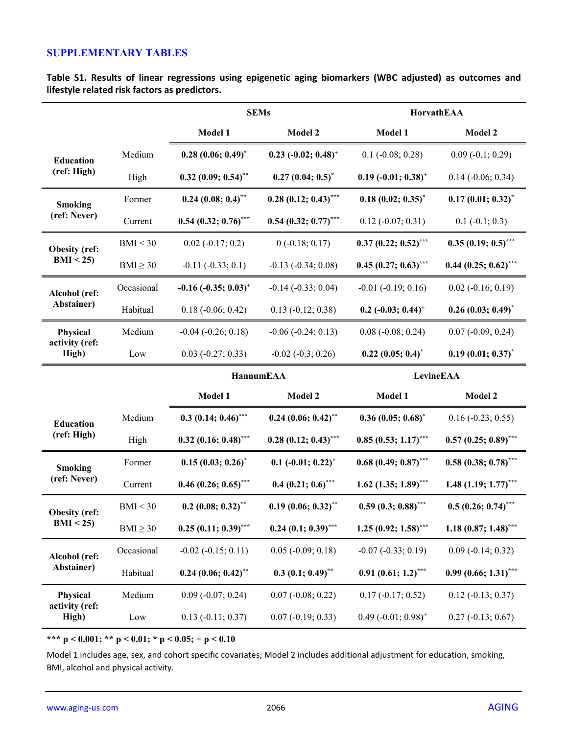## SUPPLEMENTARY TABLES

**Table S1. Results of linear regressions using epigenetic aging biomarkers (WBC adjusted) as outcomes and lifestyle related risk factors as predictors.**

| | | SEMs | | HorvathEAA | |
|---|---|---|---|---|---|
| | | **Model 1** | **Model 2** | **Model 1** | **Model 2** |
| **Education (ref: High)** | Medium | **0.28 (0.06; 0.49)*** | **0.23 (-0.02; 0.48)+** | 0.1 (-0.08; 0.28) | 0.09 (-0.1; 0.29) |
| | High | **0.32 (0.09; 0.54)**** | **0.27 (0.04; 0.5)*** | **0.19 (-0.01; 0.38)+** | 0.14 (-0.06; 0.34) |
| **Smoking (ref: Never)** | Former | **0.24 (0.08; 0.4)**** | **0.28 (0.12; 0.43)***** | **0.18 (0.02; 0.35)*** | **0.17 (0.01; 0.32)*** |
| | Current | **0.54 (0.32; 0.76)***** | **0.54 (0.32; 0.77)***** | 0.12 (-0.07; 0.31) | 0.1 (-0.1; 0.3) |
| **Obesity (ref: BMI < 25)** | BMI < 30 | 0.02 (-0.17; 0.2) | 0 (-0.18; 0.17) | **0.37 (0.22; 0.52)***** | **0.35 (0.19; 0.5)***** |
| | BMI ≥ 30 | -0.11 (-0.33; 0.1) | -0.13 (-0.34; 0.08) | **0.45 (0.27; 0.63)***** | **0.44 (0.25; 0.62)***** |
| **Alcohol (ref: Abstainer)** | Occasional | **-0.16 (-0.35; 0.03)+** | -0.14 (-0.33; 0.04) | -0.01 (-0.19; 0.16) | 0.02 (-0.16; 0.19) |
| | Habitual | 0.18 (-0.06; 0.42) | 0.13 (-0.12; 0.38) | **0.2 (-0.03; 0.44)+** | **0.26 (0.03; 0.49)*** |
| **Physical activity (ref: High)** | Medium | -0.04 (-0.26; 0.18) | -0.06 (-0.24; 0.13) | 0.08 (-0.08; 0.24) | 0.07 (-0.09; 0.24) |
| | Low | 0.03 (-0.27; 0.33) | -0.02 (-0.3; 0.26) | **0.22 (0.05; 0.4)*** | **0.19 (0.01; 0.37)*** |
| | | **HannumEAA** | | **LevineEAA** | |
| | | **Model 1** | **Model 2** | **Model 1** | **Model 2** |
| **Education (ref: High)** | Medium | **0.3 (0.14; 0.46)***** | **0.24 (0.06; 0.42)**** | **0.36 (0.05; 0.68)*** | 0.16 (-0.23; 0.55) |
| | High | **0.32 (0.16; 0.48)***** | **0.28 (0.12; 0.43)***** | **0.85 (0.53; 1.17)***** | **0.57 (0.25; 0.89)***** |
| **Smoking (ref: Never)** | Former | **0.15 (0.03; 0.26)*** | **0.1 (-0.01; 0.22)+** | **0.68 (0.49; 0.87)***** | **0.58 (0.38; 0.78)***** |
| | Current | **0.46 (0.26; 0.65)***** | **0.4 (0.21; 0.6)***** | **1.62 (1.35; 1.89)***** | **1.48 (1.19; 1.77)***** |
| **Obesity (ref: BMI < 25)** | BMI < 30 | **0.2 (0.08; 0.32)**** | **0.19 (0.06; 0.32)**** | **0.59 (0.3; 0.88)***** | **0.5 (0.26; 0.74)***** |
| | BMI ≥ 30 | **0.25 (0.11; 0.39)***** | **0.24 (0.1; 0.39)***** | **1.25 (0.92; 1.58)***** | **1.18 (0.87; 1.48)***** |
| **Alcohol (ref: Abstainer)** | Occasional | -0.02 (-0.15; 0.11) | 0.05 (-0.09; 0.18) | -0.07 (-0.33; 0.19) | 0.09 (-0.14; 0.32) |
| | Habitual | **0.24 (0.06; 0.42)**** | **0.3 (0.1; 0.49)**** | **0.91 (0.61; 1.2)***** | **0.99 (0.66; 1.31)***** |
| **Physical activity (ref: High)** | Medium | 0.09 (-0.07; 0.24) | 0.07 (-0.08; 0.22) | 0.17 (-0.17; 0.52) | 0.12 (-0.13; 0.37) |
| | Low | 0.13 (-0.11; 0.37) | 0.07 (-0.19; 0.33) | 0.49 (-0.01; 0.98)+ | 0.27 (-0.13; 0.67) |

**\*\*\* p < 0.001; \*\* p < 0.01; \* p < 0.05; + p < 0.10**

Model 1 includes age, sex, and cohort specific covariates; Model 2 includes additional adjustment for education, smoking, BMI, alcohol and physical activity.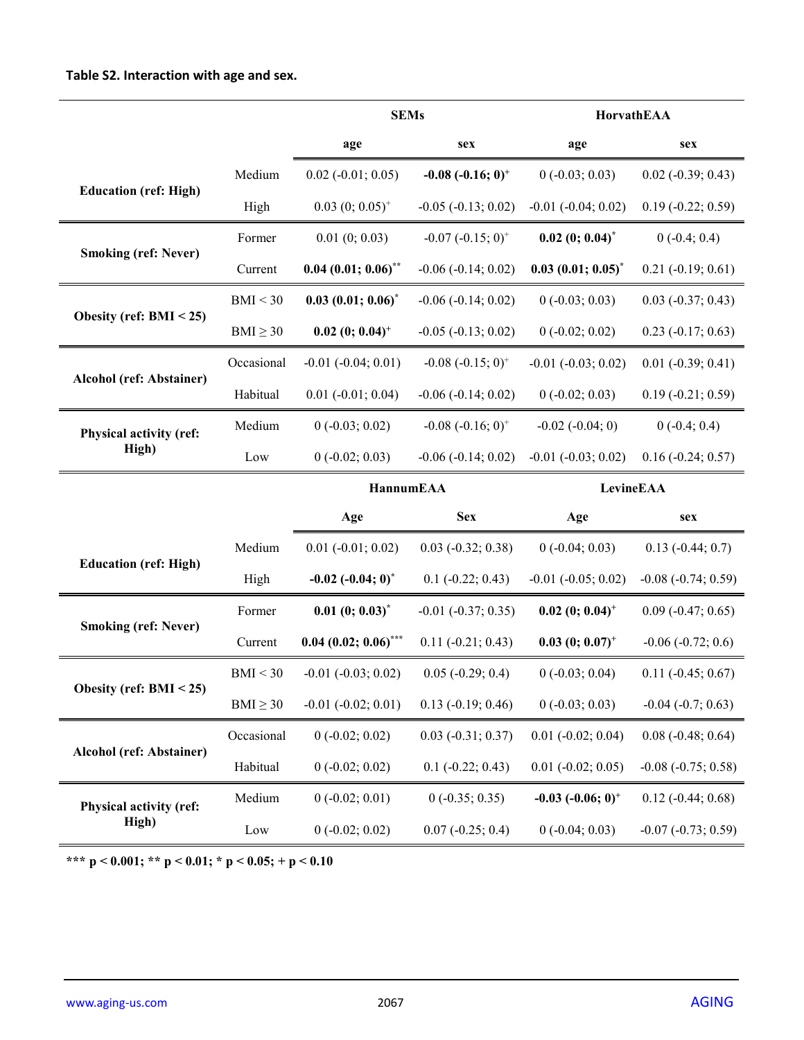**Table S2. Interaction with age and sex.**

| | | SEMs | | HorvathEAA | |
|---|---|---|---|---|---|
| | | age | sex | age | sex |
| **Education (ref: High)** | Medium | 0.02 (-0.01; 0.05) | **-0.08 (-0.16; 0)**$^{+}$ | 0 (-0.03; 0.03) | 0.02 (-0.39; 0.43) |
| | High | 0.03 (0; 0.05)$^{+}$ | -0.05 (-0.13; 0.02) | -0.01 (-0.04; 0.02) | 0.19 (-0.22; 0.59) |
| **Smoking (ref: Never)** | Former | 0.01 (0; 0.03) | -0.07 (-0.15; 0)$^{+}$ | **0.02 (0; 0.04)**$^{*}$ | 0 (-0.4; 0.4) |
| | Current | **0.04 (0.01; 0.06)**$^{**}$ | -0.06 (-0.14; 0.02) | **0.03 (0.01; 0.05)**$^{*}$ | 0.21 (-0.19; 0.61) |
| **Obesity (ref: BMI < 25)** | BMI < 30 | **0.03 (0.01; 0.06)**$^{*}$ | -0.06 (-0.14; 0.02) | 0 (-0.03; 0.03) | 0.03 (-0.37; 0.43) |
| | BMI ≥ 30 | **0.02 (0; 0.04)**$^{+}$ | -0.05 (-0.13; 0.02) | 0 (-0.02; 0.02) | 0.23 (-0.17; 0.63) |
| **Alcohol (ref: Abstainer)** | Occasional | -0.01 (-0.04; 0.01) | -0.08 (-0.15; 0)$^{+}$ | -0.01 (-0.03; 0.02) | 0.01 (-0.39; 0.41) |
| | Habitual | 0.01 (-0.01; 0.04) | -0.06 (-0.14; 0.02) | 0 (-0.02; 0.03) | 0.19 (-0.21; 0.59) |
| **Physical activity (ref: High)** | Medium | 0 (-0.03; 0.02) | -0.08 (-0.16; 0)$^{+}$ | -0.02 (-0.04; 0) | 0 (-0.4; 0.4) |
| | Low | 0 (-0.02; 0.03) | -0.06 (-0.14; 0.02) | -0.01 (-0.03; 0.02) | 0.16 (-0.24; 0.57) |
| | | **HannumEAA** | | **LevineEAA** | |
| | | **Age** | **Sex** | **Age** | **sex** |
| **Education (ref: High)** | Medium | 0.01 (-0.01; 0.02) | 0.03 (-0.32; 0.38) | 0 (-0.04; 0.03) | 0.13 (-0.44; 0.7) |
| | High | **-0.02 (-0.04; 0)**$^{*}$ | 0.1 (-0.22; 0.43) | -0.01 (-0.05; 0.02) | -0.08 (-0.74; 0.59) |
| **Smoking (ref: Never)** | Former | **0.01 (0; 0.03)**$^{*}$ | -0.01 (-0.37; 0.35) | **0.02 (0; 0.04)**$^{+}$ | 0.09 (-0.47; 0.65) |
| | Current | **0.04 (0.02; 0.06)**$^{***}$ | 0.11 (-0.21; 0.43) | **0.03 (0; 0.07)**$^{+}$ | -0.06 (-0.72; 0.6) |
| **Obesity (ref: BMI < 25)** | BMI < 30 | -0.01 (-0.03; 0.02) | 0.05 (-0.29; 0.4) | 0 (-0.03; 0.04) | 0.11 (-0.45; 0.67) |
| | BMI ≥ 30 | -0.01 (-0.02; 0.01) | 0.13 (-0.19; 0.46) | 0 (-0.03; 0.03) | -0.04 (-0.7; 0.63) |
| **Alcohol (ref: Abstainer)** | Occasional | 0 (-0.02; 0.02) | 0.03 (-0.31; 0.37) | 0.01 (-0.02; 0.04) | 0.08 (-0.48; 0.64) |
| | Habitual | 0 (-0.02; 0.02) | 0.1 (-0.22; 0.43) | 0.01 (-0.02; 0.05) | -0.08 (-0.75; 0.58) |
| **Physical activity (ref: High)** | Medium | 0 (-0.02; 0.01) | 0 (-0.35; 0.35) | **-0.03 (-0.06; 0)**$^{+}$ | 0.12 (-0.44; 0.68) |
| | Low | 0 (-0.02; 0.02) | 0.07 (-0.25; 0.4) | 0 (-0.04; 0.03) | -0.07 (-0.73; 0.59) |

**\*\*\* p < 0.001; \*\* p < 0.01; \* p < 0.05; + p < 0.10**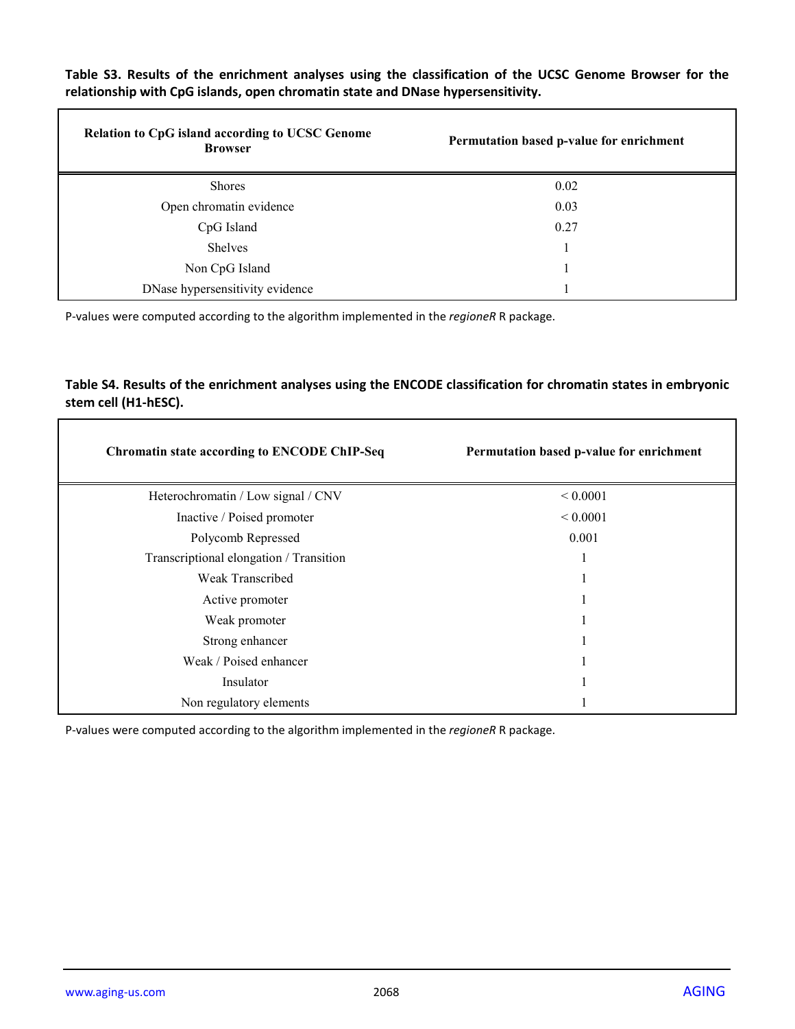**Table S3. Results of the enrichment analyses using the classification of the UCSC Genome Browser for the relationship with CpG islands, open chromatin state and DNase hypersensitivity.**

| Relation to CpG island according to UCSC Genome Browser | Permutation based p-value for enrichment |
|---|---|
| Shores | 0.02 |
| Open chromatin evidence | 0.03 |
| CpG Island | 0.27 |
| Shelves | 1 |
| Non CpG Island | 1 |
| DNase hypersensitivity evidence | 1 |

P-values were computed according to the algorithm implemented in the *regioneR* R package.

**Table S4. Results of the enrichment analyses using the ENCODE classification for chromatin states in embryonic stem cell (H1-hESC).**

| Chromatin state according to ENCODE ChIP-Seq | Permutation based p-value for enrichment |
|---|---|
| Heterochromatin / Low signal / CNV | < 0.0001 |
| Inactive / Poised promoter | < 0.0001 |
| Polycomb Repressed | 0.001 |
| Transcriptional elongation / Transition | 1 |
| Weak Transcribed | 1 |
| Active promoter | 1 |
| Weak promoter | 1 |
| Strong enhancer | 1 |
| Weak / Poised enhancer | 1 |
| Insulator | 1 |
| Non regulatory elements | 1 |

P-values were computed according to the algorithm implemented in the *regioneR* R package.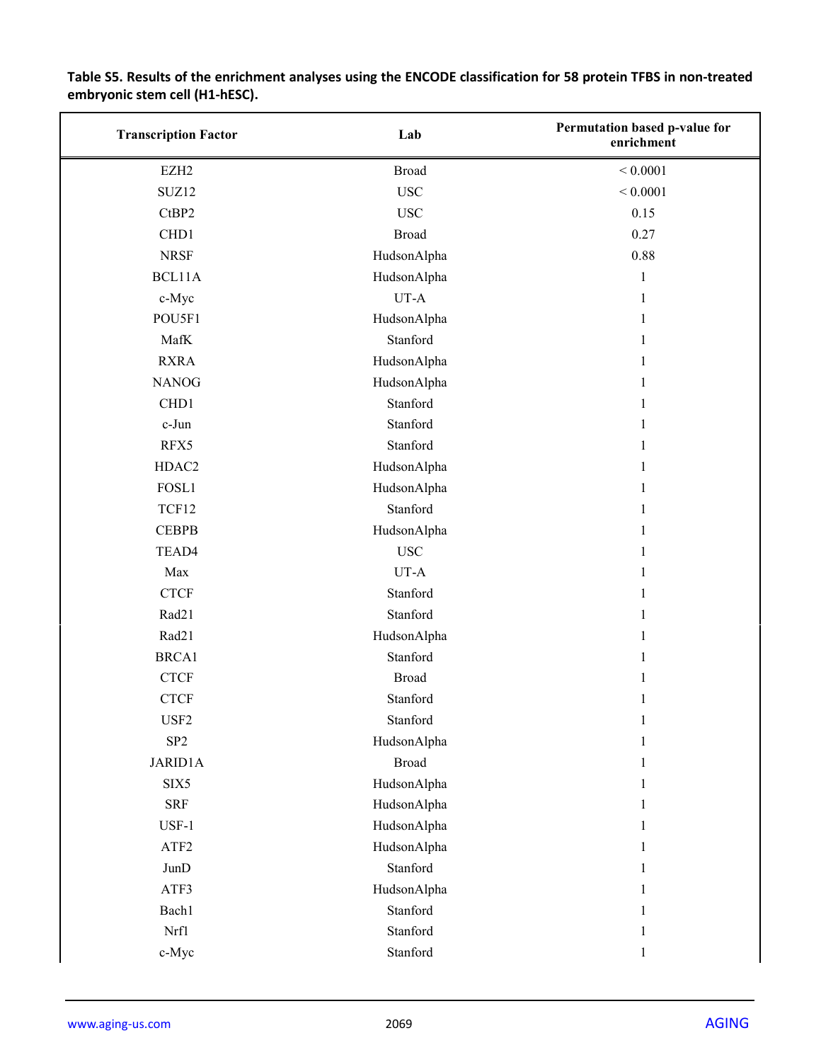**Table S5. Results of the enrichment analyses using the ENCODE classification for 58 protein TFBS in non-treated embryonic stem cell (H1-hESC).**

| Transcription Factor | Lab | Permutation based p-value for enrichment |
|---|---|---|
| EZH2 | Broad | < 0.0001 |
| SUZ12 | USC | < 0.0001 |
| CtBP2 | USC | 0.15 |
| CHD1 | Broad | 0.27 |
| NRSF | HudsonAlpha | 0.88 |
| BCL11A | HudsonAlpha | 1 |
| c-Myc | UT-A | 1 |
| POU5F1 | HudsonAlpha | 1 |
| MafK | Stanford | 1 |
| RXRA | HudsonAlpha | 1 |
| NANOG | HudsonAlpha | 1 |
| CHD1 | Stanford | 1 |
| c-Jun | Stanford | 1 |
| RFX5 | Stanford | 1 |
| HDAC2 | HudsonAlpha | 1 |
| FOSL1 | HudsonAlpha | 1 |
| TCF12 | Stanford | 1 |
| CEBPB | HudsonAlpha | 1 |
| TEAD4 | USC | 1 |
| Max | UT-A | 1 |
| CTCF | Stanford | 1 |
| Rad21 | Stanford | 1 |
| Rad21 | HudsonAlpha | 1 |
| BRCA1 | Stanford | 1 |
| CTCF | Broad | 1 |
| CTCF | Stanford | 1 |
| USF2 | Stanford | 1 |
| SP2 | HudsonAlpha | 1 |
| JARID1A | Broad | 1 |
| SIX5 | HudsonAlpha | 1 |
| SRF | HudsonAlpha | 1 |
| USF-1 | HudsonAlpha | 1 |
| ATF2 | HudsonAlpha | 1 |
| JunD | Stanford | 1 |
| ATF3 | HudsonAlpha | 1 |
| Bach1 | Stanford | 1 |
| Nrf1 | Stanford | 1 |
| c-Myc | Stanford | 1 |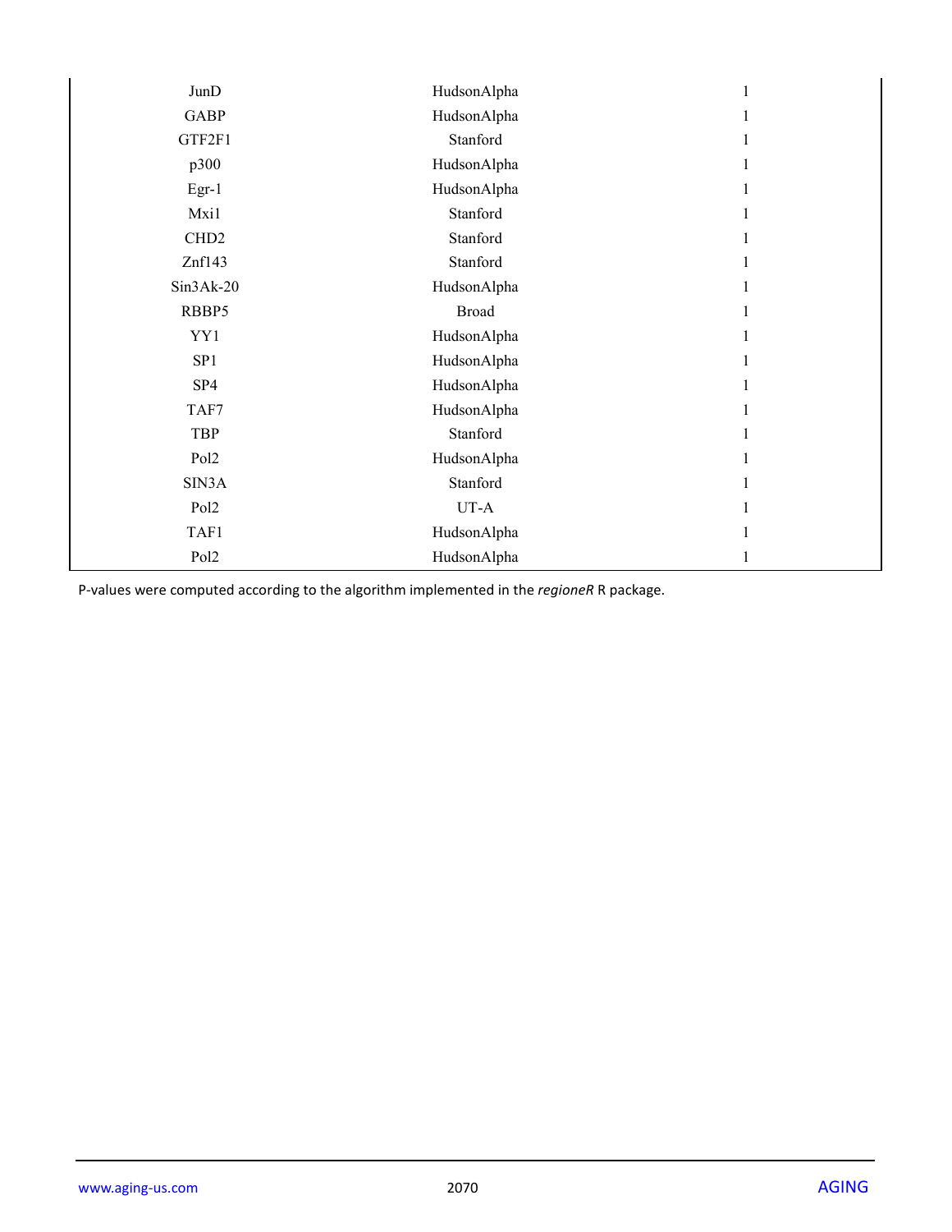| | | |
|---|---|---|
| JunD | HudsonAlpha | 1 |
| GABP | HudsonAlpha | 1 |
| GTF2F1 | Stanford | 1 |
| p300 | HudsonAlpha | 1 |
| Egr-1 | HudsonAlpha | 1 |
| Mxi1 | Stanford | 1 |
| CHD2 | Stanford | 1 |
| Znf143 | Stanford | 1 |
| Sin3Ak-20 | HudsonAlpha | 1 |
| RBBP5 | Broad | 1 |
| YY1 | HudsonAlpha | 1 |
| SP1 | HudsonAlpha | 1 |
| SP4 | HudsonAlpha | 1 |
| TAF7 | HudsonAlpha | 1 |
| TBP | Stanford | 1 |
| Pol2 | HudsonAlpha | 1 |
| SIN3A | Stanford | 1 |
| Pol2 | UT-A | 1 |
| TAF1 | HudsonAlpha | 1 |
| Pol2 | HudsonAlpha | 1 |

P-values were computed according to the algorithm implemented in the *regioneR* R package.